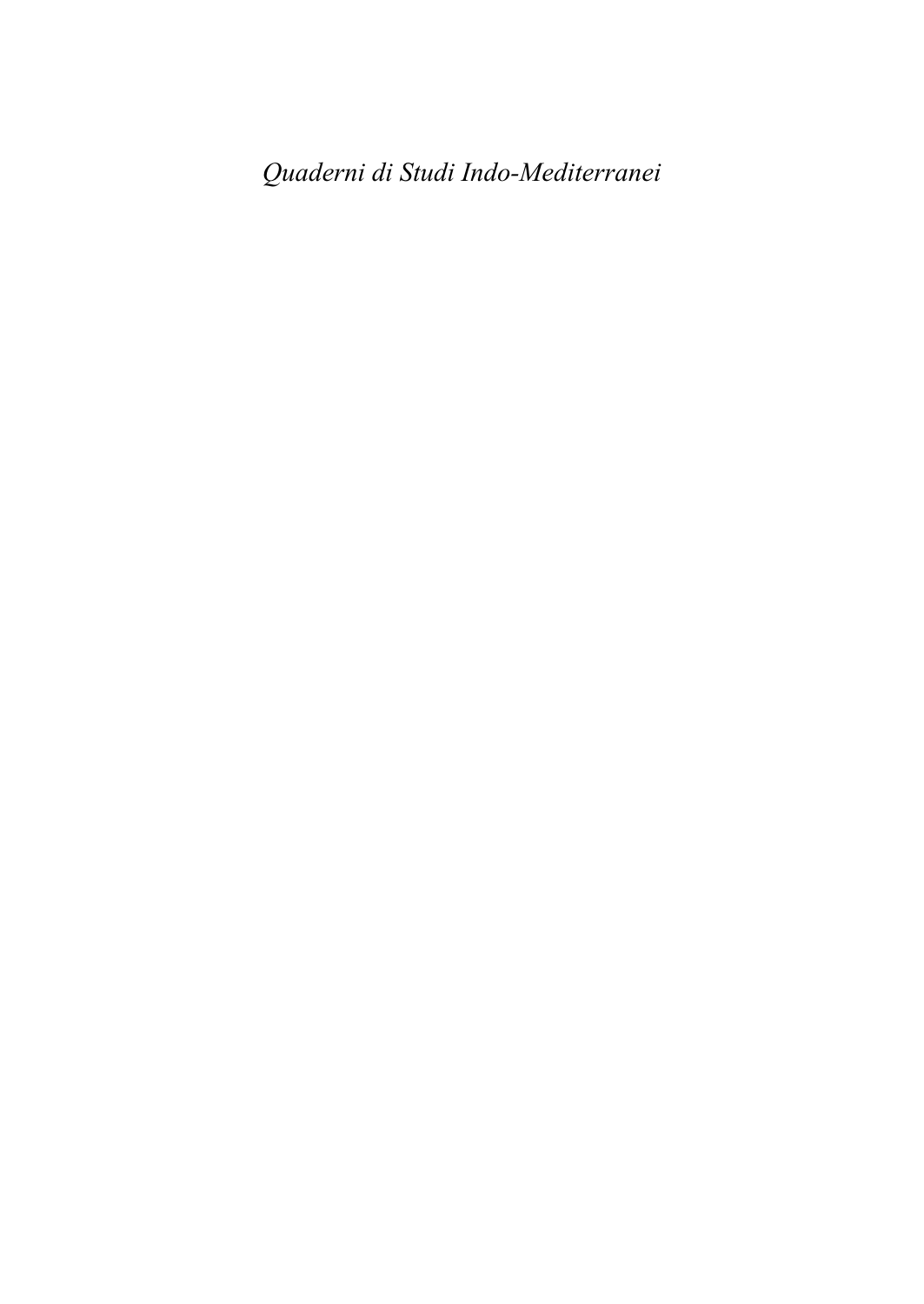*Quaderni di Studi Indo-Mediterranei*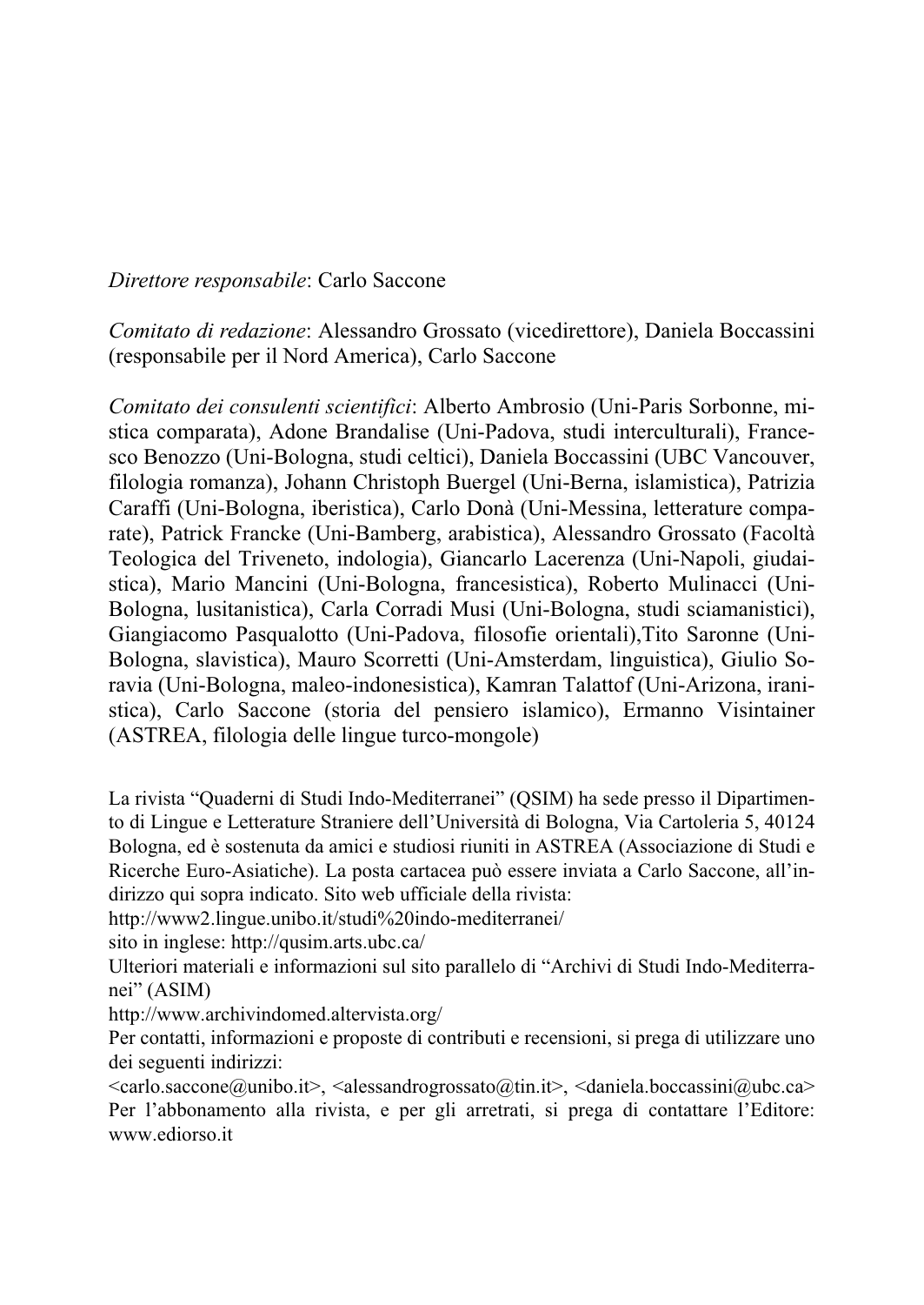*Direttore responsabile*: Carlo Saccone

*Comitato di redazione*: Alessandro Grossato (vicedirettore), Daniela Boccassini (responsabile per il Nord America), Carlo Saccone

*Comitato dei consulenti scientifici*: Alberto Ambrosio (Uni-Paris Sorbonne, mistica comparata), Adone Brandalise (Uni-Padova, studi interculturali), Francesco Benozzo (Uni-Bologna, studi celtici), Daniela Boccassini (UBC Vancouver, filologia romanza), Johann Christoph Buergel (Uni-Berna, islamistica), Patrizia Caraffi (Uni-Bologna, iberistica), Carlo Donà (Uni-Messina, letterature comparate), Patrick Francke (Uni-Bamberg, arabistica), Alessandro Grossato (Facoltà Teologica del Triveneto, indologia), Giancarlo Lacerenza (Uni-Napoli, giudaistica), Mario Mancini (Uni-Bologna, francesistica), Roberto Mulinacci (Uni-Bologna, lusitanistica), Carla Corradi Musi (Uni-Bologna, studi sciamanistici), Giangiacomo Pasqualotto (Uni-Padova, filosofie orientali),Tito Saronne (Uni-Bologna, slavistica), Mauro Scorretti (Uni-Amsterdam, linguistica), Giulio Soravia (Uni-Bologna, maleo-indonesistica), Kamran Talattof (Uni-Arizona, iranistica), Carlo Saccone (storia del pensiero islamico), Ermanno Visintainer (ASTREA, filologia delle lingue turco-mongole)

La rivista "Quaderni di Studi Indo-Mediterranei" (QSIM) ha sede presso il Dipartimento di Lingue e Letterature Straniere dell'Università di Bologna, Via Cartoleria 5, 40124 Bologna, ed è sostenuta da amici e studiosi riuniti in ASTREA (Associazione di Studi e Ricerche Euro-Asiatiche). La posta cartacea può essere inviata a Carlo Saccone, all'indirizzo qui sopra indicato. Sito web ufficiale della rivista:
http://www2.lingue.unibo.it/studi%20indo-mediterranei/
sito in inglese: http://qusim.arts.ubc.ca/
Ulteriori materiali e informazioni sul sito parallelo di "Archivi di Studi Indo-Mediterranei" (ASIM)
http://www.archivindomed.altervista.org/
Per contatti, informazioni e proposte di contributi e recensioni, si prega di utilizzare uno dei seguenti indirizzi:
<carlo.saccone@unibo.it>, <alessandrogrossato@tin.it>, <daniela.boccassini@ubc.ca>
Per l'abbonamento alla rivista, e per gli arretrati, si prega di contattare l'Editore: www.ediorso.it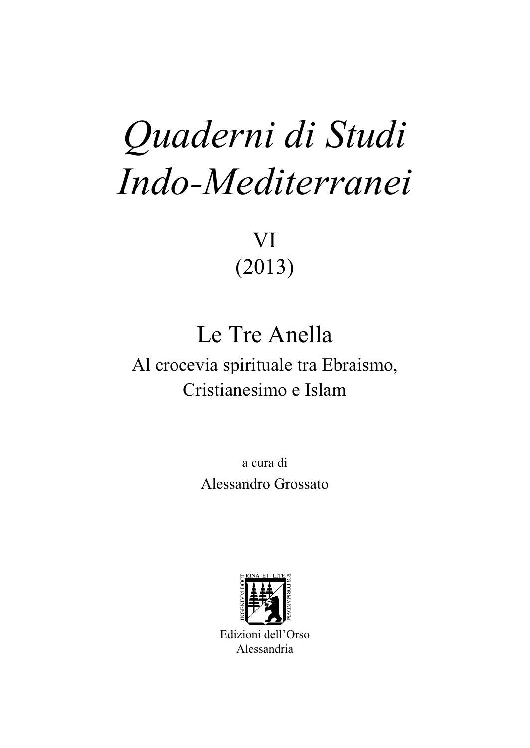# *Quaderni di Studi Indo-Mediterranei*

VI
(2013)

## Le Tre Anella

Al crocevia spirituale tra Ebraismo, Cristianesimo e Islam

a cura di

Alessandro Grossato

INGENIVM DOCTRINA ET LITERIS FORMANDVM

Edizioni dell'Orso
Alessandria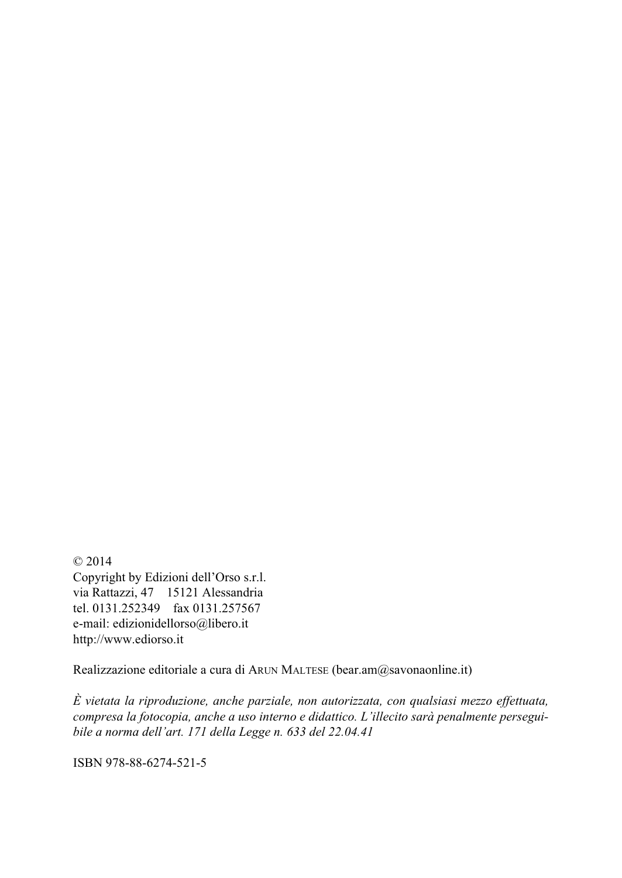© 2014
Copyright by Edizioni dell'Orso s.r.l.
via Rattazzi, 47 15121 Alessandria
tel. 0131.252349 fax 0131.257567
e-mail: edizionidellorso@libero.it
http://www.ediorso.it

Realizzazione editoriale a cura di ARUN MALTESE (bear.am@savonaonline.it)

*È vietata la riproduzione, anche parziale, non autorizzata, con qualsiasi mezzo effettuata, compresa la fotocopia, anche a uso interno e didattico. L'illecito sarà penalmente perseguibile a norma dell'art. 171 della Legge n. 633 del 22.04.41*

ISBN 978-88-6274-521-5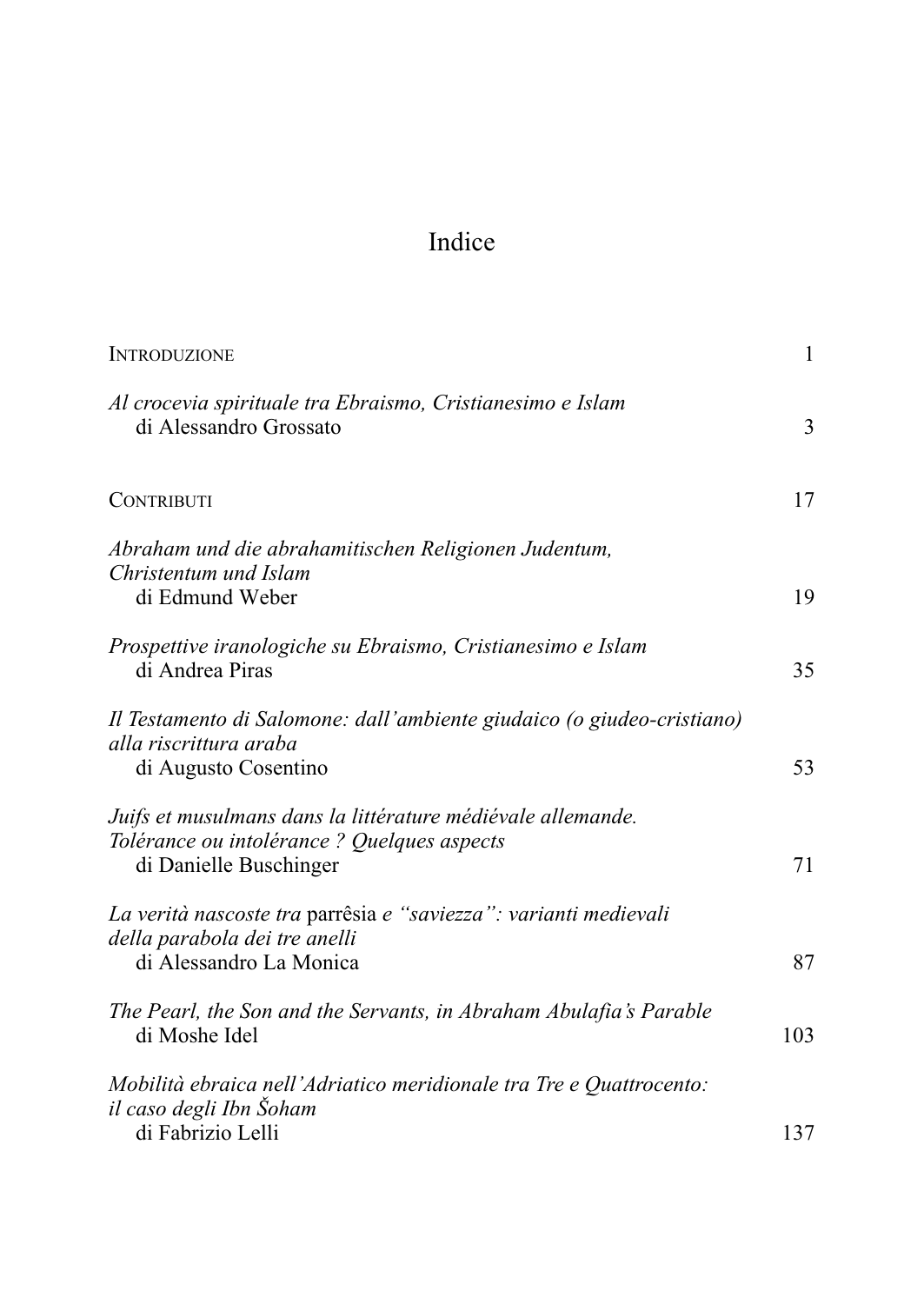# Indice

INTRODUZIONE 1

*Al crocevia spirituale tra Ebraismo, Cristianesimo e Islam*
di Alessandro Grossato 3

CONTRIBUTI 17

*Abraham und die abrahamitischen Religionen Judentum, Christentum und Islam*
di Edmund Weber 19

*Prospettive iranologiche su Ebraismo, Cristianesimo e Islam*
di Andrea Piras 35

*Il Testamento di Salomone: dall'ambiente giudaico (o giudeo-cristiano) alla riscrittura araba*
di Augusto Cosentino 53

*Juifs et musulmans dans la littérature médiévale allemande. Tolérance ou intolérance ? Quelques aspects*
di Danielle Buschinger 71

*La verità nascoste tra* parrêsia *e "saviezza": varianti medievali della parabola dei tre anelli*
di Alessandro La Monica 87

*The Pearl, the Son and the Servants, in Abraham Abulafia's Parable*
di Moshe Idel 103

*Mobilità ebraica nell'Adriatico meridionale tra Tre e Quattrocento: il caso degli Ibn Šoham*
di Fabrizio Lelli 137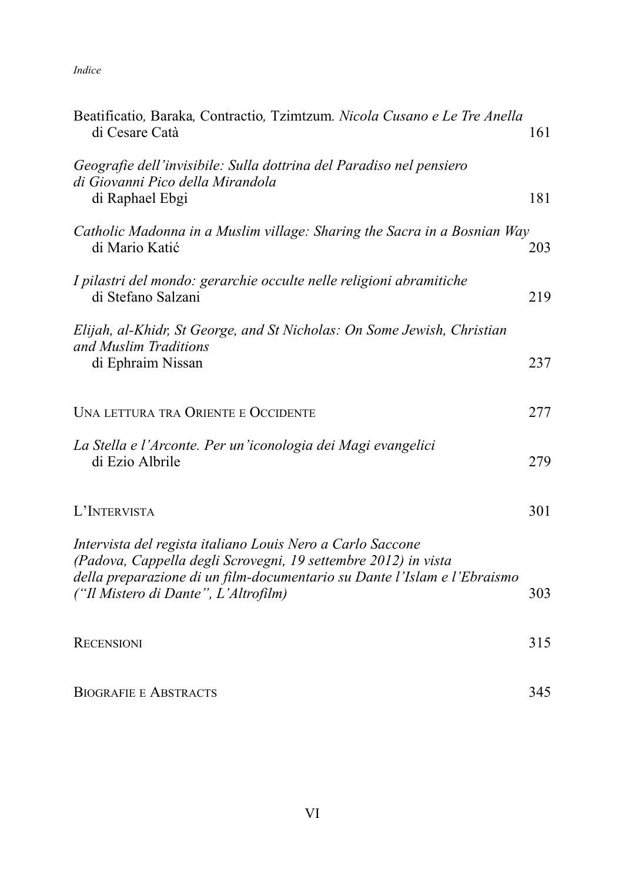Beatificatio, Baraka, Contractio, Tzimtzum. *Nicola Cusano e Le Tre Anella*
di Cesare Catà 161

*Geografie dell'invisibile: Sulla dottrina del Paradiso nel pensiero di Giovanni Pico della Mirandola*
di Raphael Ebgi 181

*Catholic Madonna in a Muslim village: Sharing the Sacra in a Bosnian Way*
di Mario Katić 203

*I pilastri del mondo: gerarchie occulte nelle religioni abramitiche*
di Stefano Salzani 219

*Elijah, al-Khidr, St George, and St Nicholas: On Some Jewish, Christian and Muslim Traditions*
di Ephraim Nissan 237

UNA LETTURA TRA ORIENTE E OCCIDENTE 277

*La Stella e l'Arconte. Per un'iconologia dei Magi evangelici*
di Ezio Albrile 279

L'INTERVISTA 301

*Intervista del regista italiano Louis Nero a Carlo Saccone (Padova, Cappella degli Scrovegni, 19 settembre 2012) in vista della preparazione di un film-documentario su Dante l'Islam e l'Ebraismo ("Il Mistero di Dante", L'Altrofilm)* 303

RECENSIONI 315

BIOGRAFIE E ABSTRACTS 345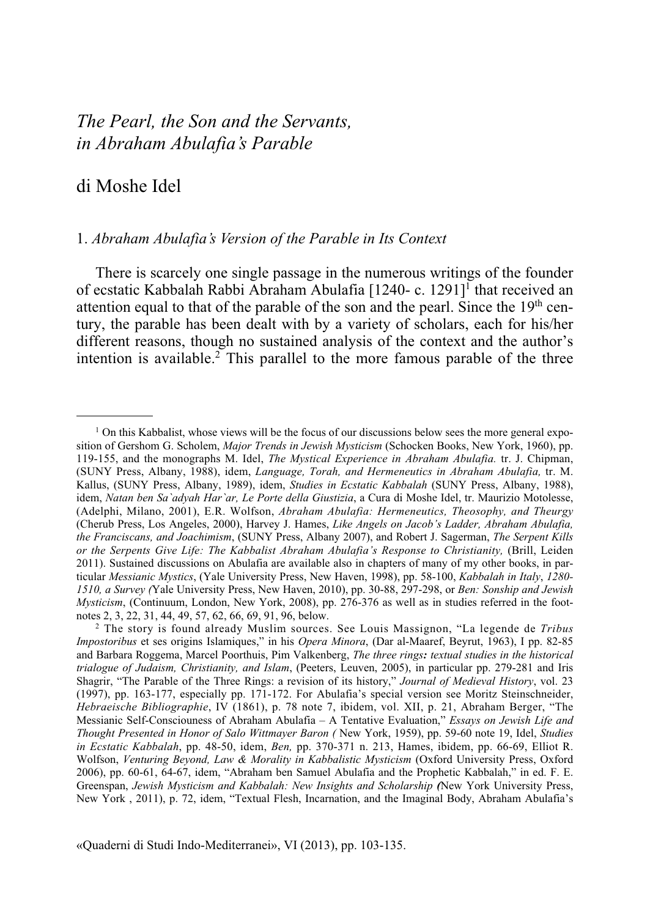# *The Pearl, the Son and the Servants, in Abraham Abulafia's Parable*

## di Moshe Idel

### 1. *Abraham Abulafia's Version of the Parable in Its Context*

There is scarcely one single passage in the numerous writings of the founder of ecstatic Kabbalah Rabbi Abraham Abulafia [1240- c. 1291][1] that received an attention equal to that of the parable of the son and the pearl. Since the 19th century, the parable has been dealt with by a variety of scholars, each for his/her different reasons, though no sustained analysis of the context and the author's intention is available.[2] This parallel to the more famous parable of the three

---

[1] On this Kabbalist, whose views will be the focus of our discussions below sees the more general exposition of Gershom G. Scholem, *Major Trends in Jewish Mysticism* (Schocken Books, New York, 1960), pp. 119-155, and the monographs M. Idel, *The Mystical Experience in Abraham Abulafia.* tr. J. Chipman, (SUNY Press, Albany, 1988), idem, *Language, Torah, and Hermeneutics in Abraham Abulafia,* tr. M. Kallus, (SUNY Press, Albany, 1989), idem, *Studies in Ecstatic Kabbalah* (SUNY Press, Albany, 1988), idem, *Natan ben Sa`adyah Har`ar, Le Porte della Giustizia*, a Cura di Moshe Idel, tr. Maurizio Motolesse, (Adelphi, Milano, 2001), E.R. Wolfson, *Abraham Abulafia: Hermeneutics, Theosophy, and Theurgy* (Cherub Press, Los Angeles, 2000), Harvey J. Hames, *Like Angels on Jacob's Ladder, Abraham Abulafia, the Franciscans, and Joachimism*, (SUNY Press, Albany 2007), and Robert J. Sagerman, *The Serpent Kills or the Serpents Give Life: The Kabbalist Abraham Abulafia's Response to Christianity,* (Brill, Leiden 2011). Sustained discussions on Abulafia are available also in chapters of many of my other books, in particular *Messianic Mystics*, (Yale University Press, New Haven, 1998), pp. 58-100, *Kabbalah in Italy*, *1280-1510, a Survey (*Yale University Press, New Haven, 2010), pp. 30-88, 297-298, or *Ben: Sonship and Jewish Mysticism*, (Continuum, London, New York, 2008), pp. 276-376 as well as in studies referred in the footnotes 2, 3, 22, 31, 44, 49, 57, 62, 66, 69, 91, 96, below.

[2] The story is found already Muslim sources. See Louis Massignon, "La legende de *Tribus Impostoribus* et ses origins Islamiques," in his *Opera Minora*, (Dar al-Maaref, Beyrut, 1963), I pp. 82-85 and Barbara Roggema, Marcel Poorthuis, Pim Valkenberg, *The three rings: textual studies in the historical trialogue of Judaism, Christianity, and Islam*, (Peeters, Leuven, 2005), in particular pp. 279-281 and Iris Shagrir, "The Parable of the Three Rings: a revision of its history," *Journal of Medieval History*, vol. 23 (1997), pp. 163-177, especially pp. 171-172. For Abulafia's special version see Moritz Steinschneider, *Hebraeische Bibliographie*, IV (1861), p. 78 note 7, ibidem, vol. XII, p. 21, Abraham Berger, "The Messianic Self-Consciouness of Abraham Abulafia – A Tentative Evaluation," *Essays on Jewish Life and Thought Presented in Honor of Salo Wittmayer Baron (* New York, 1959), pp. 59-60 note 19, Idel, *Studies in Ecstatic Kabbalah*, pp. 48-50, idem, *Ben,* pp. 370-371 n. 213, Hames, ibidem, pp. 66-69, Elliot R. Wolfson, *Venturing Beyond, Law & Morality in Kabbalistic Mysticism* (Oxford University Press, Oxford 2006), pp. 60-61, 64-67, idem, "Abraham ben Samuel Abulafia and the Prophetic Kabbalah," in ed. F. E. Greenspan, *Jewish Mysticism and Kabbalah: New Insights and Scholarship (*New York University Press, New York , 2011), p. 72, idem, "Textual Flesh, Incarnation, and the Imaginal Body, Abraham Abulafia's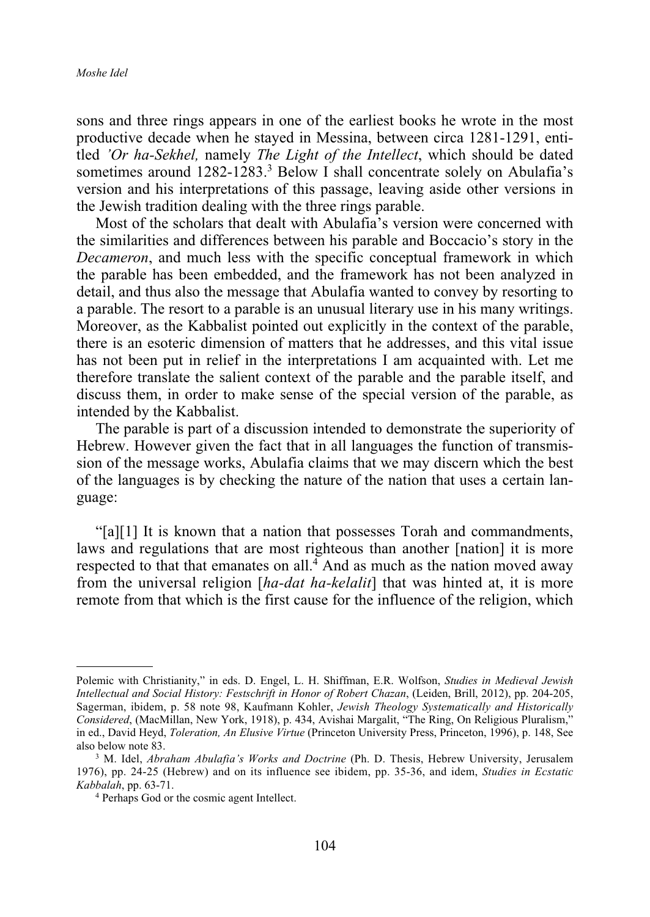sons and three rings appears in one of the earliest books he wrote in the most productive decade when he stayed in Messina, between circa 1281-1291, entitled *'Or ha-Sekhel,* namely *The Light of the Intellect*, which should be dated sometimes around 1282-1283.[3] Below I shall concentrate solely on Abulafia's version and his interpretations of this passage, leaving aside other versions in the Jewish tradition dealing with the three rings parable.

Most of the scholars that dealt with Abulafia's version were concerned with the similarities and differences between his parable and Boccacio's story in the *Decameron*, and much less with the specific conceptual framework in which the parable has been embedded, and the framework has not been analyzed in detail, and thus also the message that Abulafia wanted to convey by resorting to a parable. The resort to a parable is an unusual literary use in his many writings. Moreover, as the Kabbalist pointed out explicitly in the context of the parable, there is an esoteric dimension of matters that he addresses, and this vital issue has not been put in relief in the interpretations I am acquainted with. Let me therefore translate the salient context of the parable and the parable itself, and discuss them, in order to make sense of the special version of the parable, as intended by the Kabbalist.

The parable is part of a discussion intended to demonstrate the superiority of Hebrew. However given the fact that in all languages the function of transmission of the message works, Abulafia claims that we may discern which the best of the languages is by checking the nature of the nation that uses a certain language:

"[a][1] It is known that a nation that possesses Torah and commandments, laws and regulations that are most righteous than another [nation] it is more respected to that that emanates on all.[4] And as much as the nation moved away from the universal religion [*ha-dat ha-kelalit*] that was hinted at, it is more remote from that which is the first cause for the influence of the religion, which

---

Polemic with Christianity," in eds. D. Engel, L. H. Shiffman, E.R. Wolfson, *Studies in Medieval Jewish Intellectual and Social History: Festschrift in Honor of Robert Chazan*, (Leiden, Brill, 2012), pp. 204-205, Sagerman, ibidem, p. 58 note 98, Kaufmann Kohler, *Jewish Theology Systematically and Historically Considered*, (MacMillan, New York, 1918), p. 434, Avishai Margalit, "The Ring, On Religious Pluralism," in ed., David Heyd, *Toleration, An Elusive Virtue* (Princeton University Press, Princeton, 1996), p. 148, See also below note 83.

[3] M. Idel, *Abraham Abulafia's Works and Doctrine* (Ph. D. Thesis, Hebrew University, Jerusalem 1976), pp. 24-25 (Hebrew) and on its influence see ibidem, pp. 35-36, and idem, *Studies in Ecstatic Kabbalah*, pp. 63-71.

[4] Perhaps God or the cosmic agent Intellect.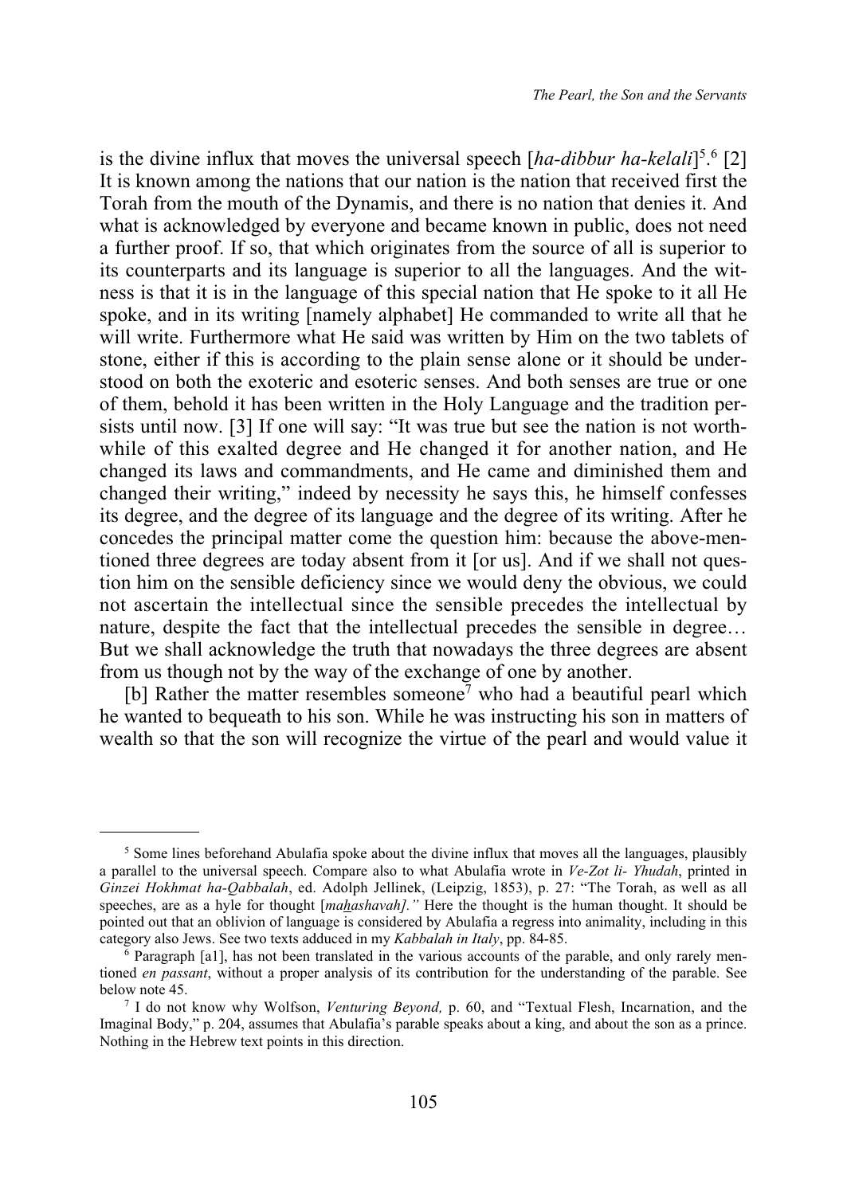is the divine influx that moves the universal speech [*ha-dibbur ha-kelali*][5].[6] [2] It is known among the nations that our nation is the nation that received first the Torah from the mouth of the Dynamis, and there is no nation that denies it. And what is acknowledged by everyone and became known in public, does not need a further proof. If so, that which originates from the source of all is superior to its counterparts and its language is superior to all the languages. And the witness is that it is in the language of this special nation that He spoke to it all He spoke, and in its writing [namely alphabet] He commanded to write all that he will write. Furthermore what He said was written by Him on the two tablets of stone, either if this is according to the plain sense alone or it should be understood on both the exoteric and esoteric senses. And both senses are true or one of them, behold it has been written in the Holy Language and the tradition persists until now. [3] If one will say: "It was true but see the nation is not worthwhile of this exalted degree and He changed it for another nation, and He changed its laws and commandments, and He came and diminished them and changed their writing," indeed by necessity he says this, he himself confesses its degree, and the degree of its language and the degree of its writing. After he concedes the principal matter come the question him: because the above-mentioned three degrees are today absent from it [or us]. And if we shall not question him on the sensible deficiency since we would deny the obvious, we could not ascertain the intellectual since the sensible precedes the intellectual by nature, despite the fact that the intellectual precedes the sensible in degree… But we shall acknowledge the truth that nowadays the three degrees are absent from us though not by the way of the exchange of one by another.

[b] Rather the matter resembles someone[7] who had a beautiful pearl which he wanted to bequeath to his son. While he was instructing his son in matters of wealth so that the son will recognize the virtue of the pearl and would value it

---

[5] Some lines beforehand Abulafia spoke about the divine influx that moves all the languages, plausibly a parallel to the universal speech. Compare also to what Abulafia wrote in *Ve-Zot li- Yhudah*, printed in *Ginzei Hokhmat ha-Qabbalah*, ed. Adolph Jellinek, (Leipzig, 1853), p. 27: "The Torah, as well as all speeches, are as a hyle for thought [*mahashavah]."* Here the thought is the human thought. It should be pointed out that an oblivion of language is considered by Abulafia a regress into animality, including in this category also Jews. See two texts adduced in my *Kabbalah in Italy*, pp. 84-85.

[6] Paragraph [a1], has not been translated in the various accounts of the parable, and only rarely mentioned *en passant*, without a proper analysis of its contribution for the understanding of the parable. See below note 45.

[7] I do not know why Wolfson, *Venturing Beyond,* p. 60, and "Textual Flesh, Incarnation, and the Imaginal Body," p. 204, assumes that Abulafia's parable speaks about a king, and about the son as a prince. Nothing in the Hebrew text points in this direction.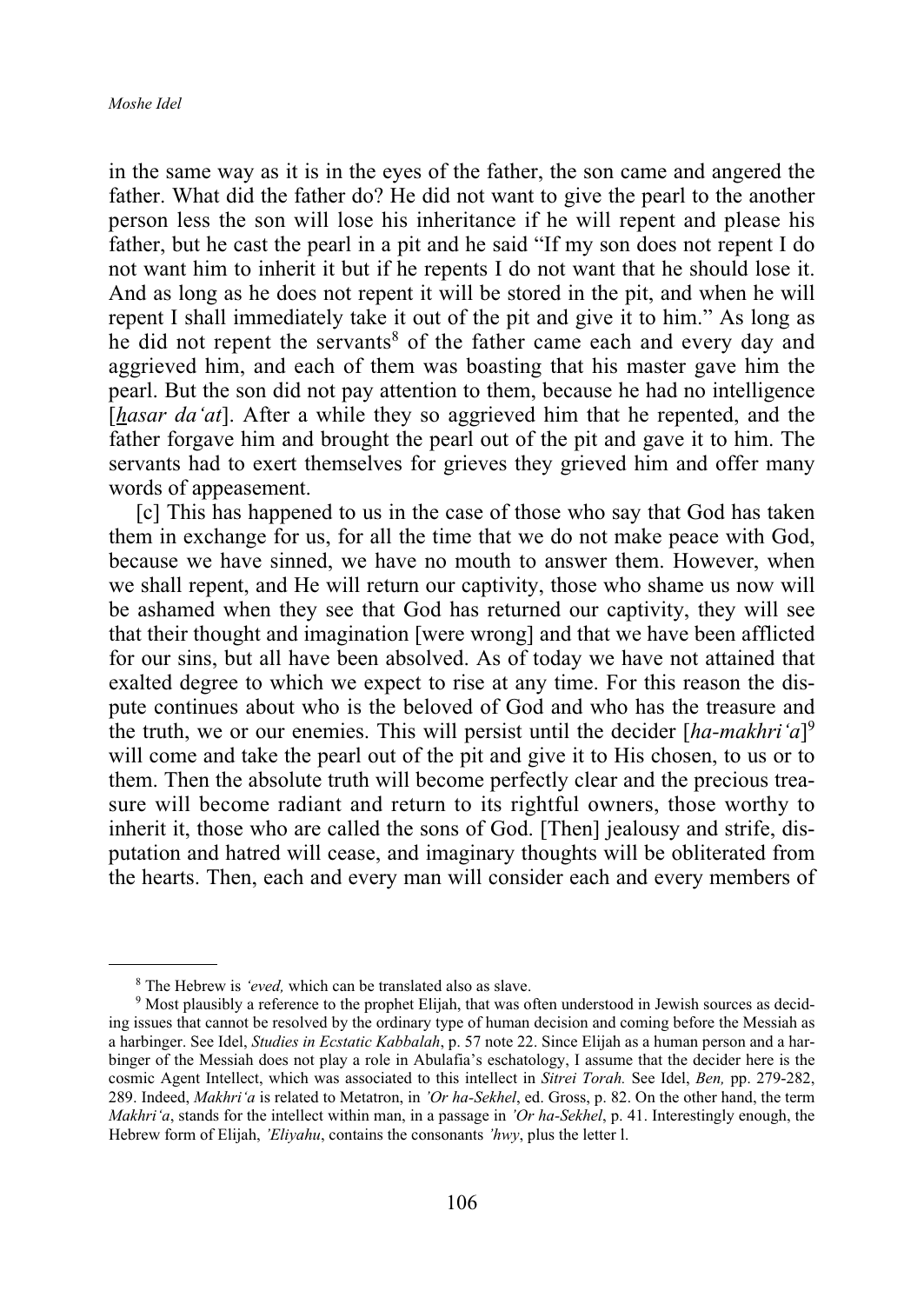in the same way as it is in the eyes of the father, the son came and angered the father. What did the father do? He did not want to give the pearl to the another person less the son will lose his inheritance if he will repent and please his father, but he cast the pearl in a pit and he said "If my son does not repent I do not want him to inherit it but if he repents I do not want that he should lose it. And as long as he does not repent it will be stored in the pit, and when he will repent I shall immediately take it out of the pit and give it to him." As long as he did not repent the servants[8] of the father came each and every day and aggrieved him, and each of them was boasting that his master gave him the pearl. But the son did not pay attention to them, because he had no intelligence [*hasar da'at*]. After a while they so aggrieved him that he repented, and the father forgave him and brought the pearl out of the pit and gave it to him. The servants had to exert themselves for grieves they grieved him and offer many words of appeasement.

[c] This has happened to us in the case of those who say that God has taken them in exchange for us, for all the time that we do not make peace with God, because we have sinned, we have no mouth to answer them. However, when we shall repent, and He will return our captivity, those who shame us now will be ashamed when they see that God has returned our captivity, they will see that their thought and imagination [were wrong] and that we have been afflicted for our sins, but all have been absolved. As of today we have not attained that exalted degree to which we expect to rise at any time. For this reason the dispute continues about who is the beloved of God and who has the treasure and the truth, we or our enemies. This will persist until the decider [*ha-makhri'a*][9] will come and take the pearl out of the pit and give it to His chosen, to us or to them. Then the absolute truth will become perfectly clear and the precious treasure will become radiant and return to its rightful owners, those worthy to inherit it, those who are called the sons of God. [Then] jealousy and strife, disputation and hatred will cease, and imaginary thoughts will be obliterated from the hearts. Then, each and every man will consider each and every members of

---

[8] The Hebrew is *'eved,* which can be translated also as slave.

[9] Most plausibly a reference to the prophet Elijah, that was often understood in Jewish sources as deciding issues that cannot be resolved by the ordinary type of human decision and coming before the Messiah as a harbinger. See Idel, *Studies in Ecstatic Kabbalah*, p. 57 note 22. Since Elijah as a human person and a harbinger of the Messiah does not play a role in Abulafia's eschatology, I assume that the decider here is the cosmic Agent Intellect, which was associated to this intellect in *Sitrei Torah.* See Idel, *Ben,* pp. 279-282, 289. Indeed, *Makhri'a* is related to Metatron, in *'Or ha-Sekhel*, ed. Gross, p. 82. On the other hand, the term *Makhri'a*, stands for the intellect within man, in a passage in *'Or ha-Sekhel*, p. 41. Interestingly enough, the Hebrew form of Elijah, *'Eliyahu*, contains the consonants *'hwy*, plus the letter l.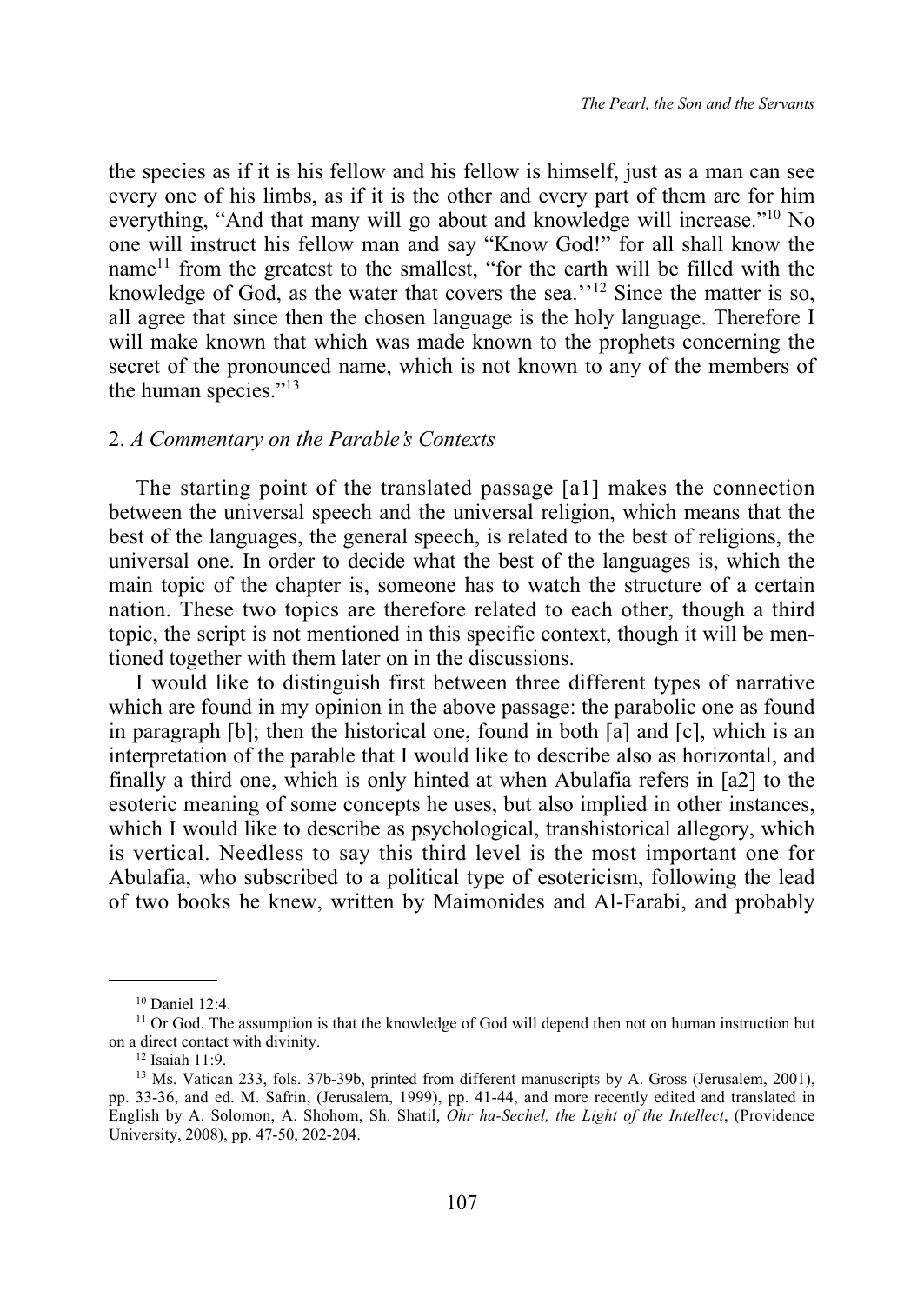the species as if it is his fellow and his fellow is himself, just as a man can see every one of his limbs, as if it is the other and every part of them are for him everything, "And that many will go about and knowledge will increase."[10] No one will instruct his fellow man and say "Know God!" for all shall know the name[11] from the greatest to the smallest, "for the earth will be filled with the knowledge of God, as the water that covers the sea.''[12] Since the matter is so, all agree that since then the chosen language is the holy language. Therefore I will make known that which was made known to the prophets concerning the secret of the pronounced name, which is not known to any of the members of the human species."[13]

## 2. *A Commentary on the Parable's Contexts*

The starting point of the translated passage [a1] makes the connection between the universal speech and the universal religion, which means that the best of the languages, the general speech, is related to the best of religions, the universal one. In order to decide what the best of the languages is, which the main topic of the chapter is, someone has to watch the structure of a certain nation. These two topics are therefore related to each other, though a third topic, the script is not mentioned in this specific context, though it will be mentioned together with them later on in the discussions.

I would like to distinguish first between three different types of narrative which are found in my opinion in the above passage: the parabolic one as found in paragraph [b]; then the historical one, found in both [a] and [c], which is an interpretation of the parable that I would like to describe also as horizontal, and finally a third one, which is only hinted at when Abulafia refers in [a2] to the esoteric meaning of some concepts he uses, but also implied in other instances, which I would like to describe as psychological, transhistorical allegory, which is vertical. Needless to say this third level is the most important one for Abulafia, who subscribed to a political type of esotericism, following the lead of two books he knew, written by Maimonides and Al-Farabi, and probably

---

[10] Daniel 12:4.

[11] Or God. The assumption is that the knowledge of God will depend then not on human instruction but on a direct contact with divinity.

[12] Isaiah 11:9.

[13] Ms. Vatican 233, fols. 37b-39b, printed from different manuscripts by A. Gross (Jerusalem, 2001), pp. 33-36, and ed. M. Safrin, (Jerusalem, 1999), pp. 41-44, and more recently edited and translated in English by A. Solomon, A. Shohom, Sh. Shatil, *Ohr ha-Sechel, the Light of the Intellect*, (Providence University, 2008), pp. 47-50, 202-204.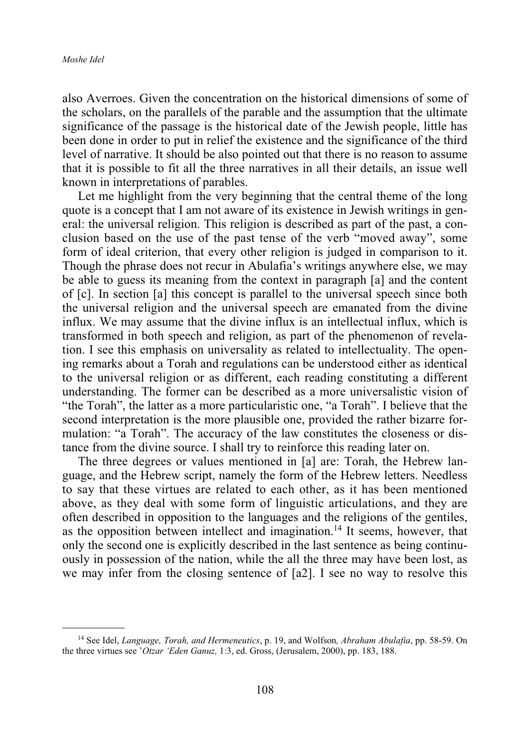also Averroes. Given the concentration on the historical dimensions of some of the scholars, on the parallels of the parable and the assumption that the ultimate significance of the passage is the historical date of the Jewish people, little has been done in order to put in relief the existence and the significance of the third level of narrative. It should be also pointed out that there is no reason to assume that it is possible to fit all the three narratives in all their details, an issue well known in interpretations of parables.

Let me highlight from the very beginning that the central theme of the long quote is a concept that I am not aware of its existence in Jewish writings in general: the universal religion. This religion is described as part of the past, a conclusion based on the use of the past tense of the verb "moved away", some form of ideal criterion, that every other religion is judged in comparison to it. Though the phrase does not recur in Abulafia's writings anywhere else, we may be able to guess its meaning from the context in paragraph [a] and the content of [c]. In section [a] this concept is parallel to the universal speech since both the universal religion and the universal speech are emanated from the divine influx. We may assume that the divine influx is an intellectual influx, which is transformed in both speech and religion, as part of the phenomenon of revelation. I see this emphasis on universality as related to intellectuality. The opening remarks about a Torah and regulations can be understood either as identical to the universal religion or as different, each reading constituting a different understanding. The former can be described as a more universalistic vision of "the Torah", the latter as a more particularistic one, "a Torah". I believe that the second interpretation is the more plausible one, provided the rather bizarre formulation: "a Torah". The accuracy of the law constitutes the closeness or distance from the divine source. I shall try to reinforce this reading later on.

The three degrees or values mentioned in [a] are: Torah, the Hebrew language, and the Hebrew script, namely the form of the Hebrew letters. Needless to say that these virtues are related to each other, as it has been mentioned above, as they deal with some form of linguistic articulations, and they are often described in opposition to the languages and the religions of the gentiles, as the opposition between intellect and imagination.[14] It seems, however, that only the second one is explicitly described in the last sentence as being continuously in possession of the nation, while the all the three may have been lost, as we may infer from the closing sentence of [a2]. I see no way to resolve this

---

[14] See Idel, *Language, Torah, and Hermeneutics*, p. 19, and Wolfson*, Abraham Abulafia*, pp. 58-59. On the three virtues see '*Otzar 'Eden Ganuz,* 1:3, ed. Gross, (Jerusalem, 2000), pp. 183, 188.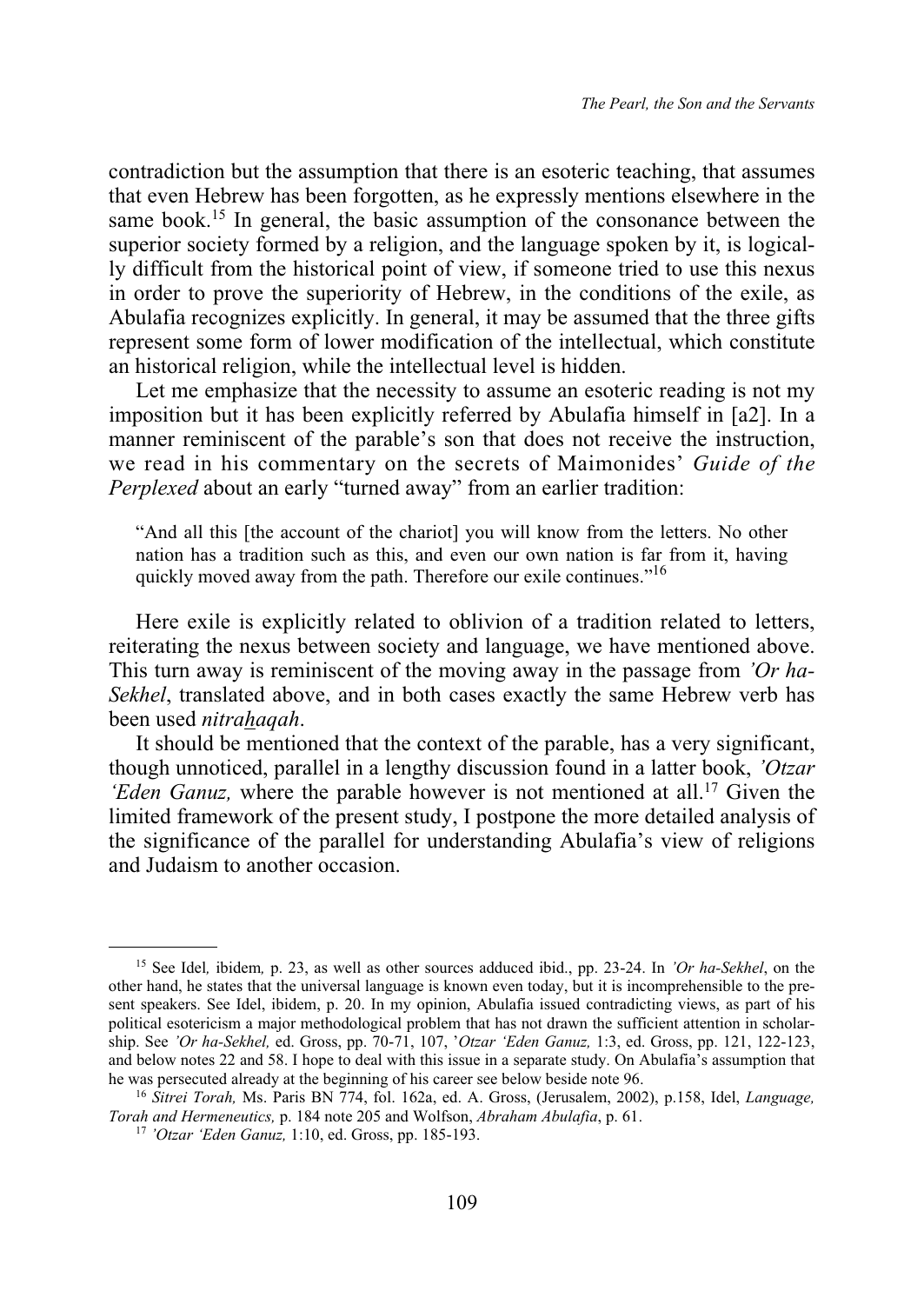contradiction but the assumption that there is an esoteric teaching, that assumes that even Hebrew has been forgotten, as he expressly mentions elsewhere in the same book.[15] In general, the basic assumption of the consonance between the superior society formed by a religion, and the language spoken by it, is logically difficult from the historical point of view, if someone tried to use this nexus in order to prove the superiority of Hebrew, in the conditions of the exile, as Abulafia recognizes explicitly. In general, it may be assumed that the three gifts represent some form of lower modification of the intellectual, which constitute an historical religion, while the intellectual level is hidden.

Let me emphasize that the necessity to assume an esoteric reading is not my imposition but it has been explicitly referred by Abulafia himself in [a2]. In a manner reminiscent of the parable's son that does not receive the instruction, we read in his commentary on the secrets of Maimonides' *Guide of the Perplexed* about an early "turned away" from an earlier tradition:

> "And all this [the account of the chariot] you will know from the letters. No other nation has a tradition such as this, and even our own nation is far from it, having quickly moved away from the path. Therefore our exile continues."[16]

Here exile is explicitly related to oblivion of a tradition related to letters, reiterating the nexus between society and language, we have mentioned above. This turn away is reminiscent of the moving away in the passage from *'Or ha-Sekhel*, translated above, and in both cases exactly the same Hebrew verb has been used *nitrahaqah*.

It should be mentioned that the context of the parable, has a very significant, though unnoticed, parallel in a lengthy discussion found in a latter book, *'Otzar 'Eden Ganuz,* where the parable however is not mentioned at all.[17] Given the limited framework of the present study, I postpone the more detailed analysis of the significance of the parallel for understanding Abulafia's view of religions and Judaism to another occasion.

---

[15] See Idel*,* ibidem*,* p. 23, as well as other sources adduced ibid., pp. 23-24. In *'Or ha-Sekhel*, on the other hand, he states that the universal language is known even today, but it is incomprehensible to the present speakers. See Idel, ibidem, p. 20. In my opinion, Abulafia issued contradicting views, as part of his political esotericism a major methodological problem that has not drawn the sufficient attention in scholarship. See *'Or ha-Sekhel,* ed. Gross, pp. 70-71, 107, '*Otzar 'Eden Ganuz,* 1:3, ed. Gross, pp. 121, 122-123, and below notes 22 and 58. I hope to deal with this issue in a separate study. On Abulafia's assumption that he was persecuted already at the beginning of his career see below beside note 96.

[16] *Sitrei Torah,* Ms. Paris BN 774, fol. 162a, ed. A. Gross, (Jerusalem, 2002), p.158, Idel, *Language, Torah and Hermeneutics,* p. 184 note 205 and Wolfson, *Abraham Abulafia*, p. 61.

[17] *'Otzar 'Eden Ganuz,* 1:10, ed. Gross, pp. 185-193.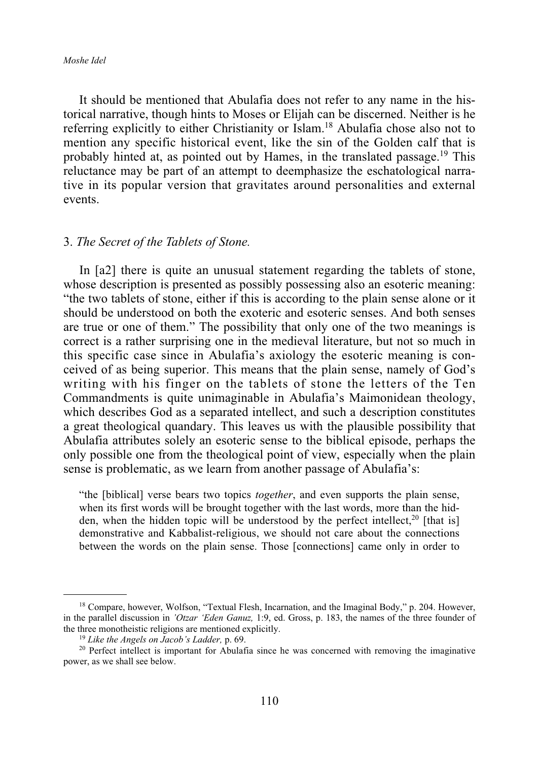It should be mentioned that Abulafia does not refer to any name in the historical narrative, though hints to Moses or Elijah can be discerned. Neither is he referring explicitly to either Christianity or Islam.[18] Abulafia chose also not to mention any specific historical event, like the sin of the Golden calf that is probably hinted at, as pointed out by Hames, in the translated passage.[19] This reluctance may be part of an attempt to deemphasize the eschatological narrative in its popular version that gravitates around personalities and external events.

## 3. *The Secret of the Tablets of Stone.*

In [a2] there is quite an unusual statement regarding the tablets of stone, whose description is presented as possibly possessing also an esoteric meaning: "the two tablets of stone, either if this is according to the plain sense alone or it should be understood on both the exoteric and esoteric senses. And both senses are true or one of them." The possibility that only one of the two meanings is correct is a rather surprising one in the medieval literature, but not so much in this specific case since in Abulafia's axiology the esoteric meaning is conceived of as being superior. This means that the plain sense, namely of God's writing with his finger on the tablets of stone the letters of the Ten Commandments is quite unimaginable in Abulafia's Maimonidean theology, which describes God as a separated intellect, and such a description constitutes a great theological quandary. This leaves us with the plausible possibility that Abulafia attributes solely an esoteric sense to the biblical episode, perhaps the only possible one from the theological point of view, especially when the plain sense is problematic, as we learn from another passage of Abulafia's:

> "the [biblical] verse bears two topics *together*, and even supports the plain sense, when its first words will be brought together with the last words, more than the hidden, when the hidden topic will be understood by the perfect intellect,[20] [that is] demonstrative and Kabbalist-religious, we should not care about the connections between the words on the plain sense. Those [connections] came only in order to

---

[18] Compare, however, Wolfson, "Textual Flesh, Incarnation, and the Imaginal Body," p. 204. However, in the parallel discussion in *'Otzar 'Eden Ganuz,* 1:9, ed. Gross, p. 183, the names of the three founder of the three monotheistic religions are mentioned explicitly.

[19] *Like the Angels on Jacob's Ladder,* p. 69.

[20] Perfect intellect is important for Abulafia since he was concerned with removing the imaginative power, as we shall see below.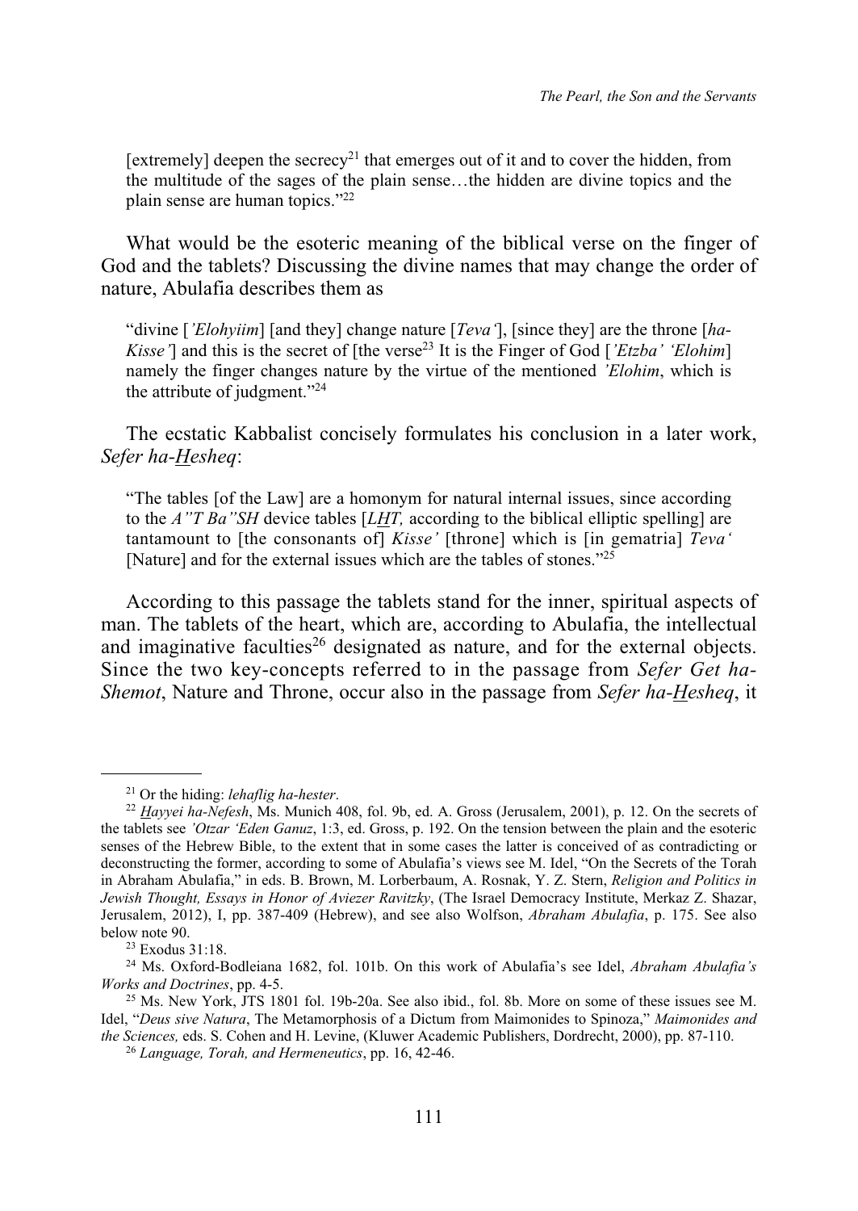[extremely] deepen the secrecy[21] that emerges out of it and to cover the hidden, from the multitude of the sages of the plain sense…the hidden are divine topics and the plain sense are human topics."[22]

What would be the esoteric meaning of the biblical verse on the finger of God and the tablets? Discussing the divine names that may change the order of nature, Abulafia describes them as

> "divine [*'Elohyiim*] [and they] change nature [*Teva'*], [since they] are the throne [*ha-Kisse'*] and this is the secret of [the verse[23] It is the Finger of God [*'Etzba' 'Elohim*] namely the finger changes nature by the virtue of the mentioned *'Elohim*, which is the attribute of judgment."[24]

The ecstatic Kabbalist concisely formulates his conclusion in a later work, *Sefer ha-Hesheq*:

> "The tables [of the Law] are a homonym for natural internal issues, since according to the *A"T Ba"SH* device tables [*LHT,* according to the biblical elliptic spelling] are tantamount to [the consonants of] *Kisse'* [throne] which is [in gematria] *Teva'* [Nature] and for the external issues which are the tables of stones."[25]

According to this passage the tablets stand for the inner, spiritual aspects of man. The tablets of the heart, which are, according to Abulafia, the intellectual and imaginative faculties[26] designated as nature, and for the external objects. Since the two key-concepts referred to in the passage from *Sefer Get ha-Shemot*, Nature and Throne, occur also in the passage from *Sefer ha-Hesheq*, it

---

[21] Or the hiding: *lehaflig ha-hester*.

[22] *Hayyei ha-Nefesh*, Ms. Munich 408, fol. 9b, ed. A. Gross (Jerusalem, 2001), p. 12. On the secrets of the tablets see *'Otzar 'Eden Ganuz*, 1:3, ed. Gross, p. 192. On the tension between the plain and the esoteric senses of the Hebrew Bible, to the extent that in some cases the latter is conceived of as contradicting or deconstructing the former, according to some of Abulafia's views see M. Idel, "On the Secrets of the Torah in Abraham Abulafia," in eds. B. Brown, M. Lorberbaum, A. Rosnak, Y. Z. Stern, *Religion and Politics in Jewish Thought, Essays in Honor of Aviezer Ravitzky*, (The Israel Democracy Institute, Merkaz Z. Shazar, Jerusalem, 2012), I, pp. 387-409 (Hebrew), and see also Wolfson, *Abraham Abulafia*, p. 175. See also below note 90.

[23] Exodus 31:18.

[24] Ms. Oxford-Bodleiana 1682, fol. 101b. On this work of Abulafia's see Idel, *Abraham Abulafia's Works and Doctrines*, pp. 4-5.

[25] Ms. New York, JTS 1801 fol. 19b-20a. See also ibid., fol. 8b. More on some of these issues see M. Idel, "*Deus sive Natura*, The Metamorphosis of a Dictum from Maimonides to Spinoza," *Maimonides and the Sciences,* eds. S. Cohen and H. Levine, (Kluwer Academic Publishers, Dordrecht, 2000), pp. 87-110.

[26] *Language, Torah, and Hermeneutics*, pp. 16, 42-46.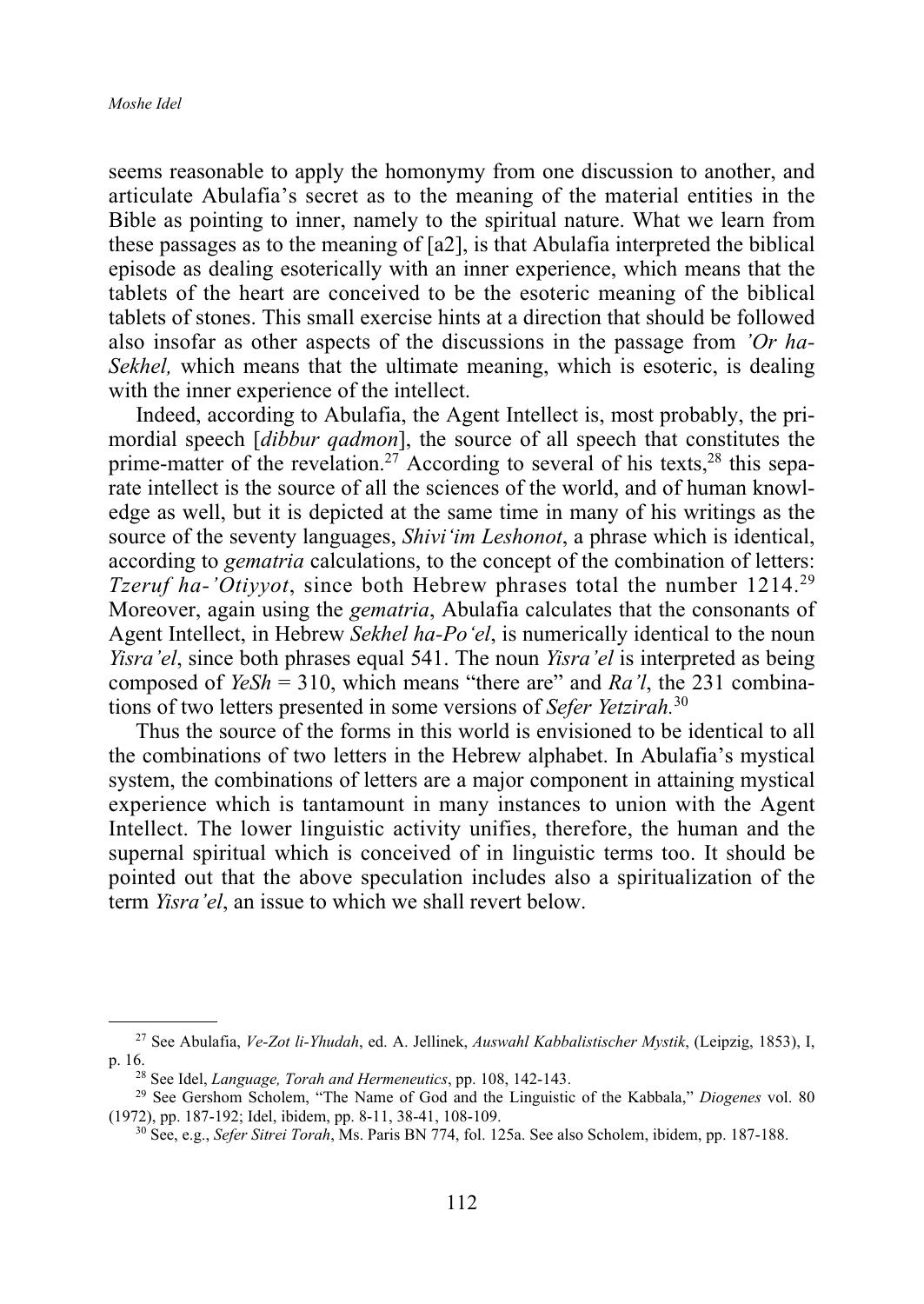seems reasonable to apply the homonymy from one discussion to another, and articulate Abulafia's secret as to the meaning of the material entities in the Bible as pointing to inner, namely to the spiritual nature. What we learn from these passages as to the meaning of [a2], is that Abulafia interpreted the biblical episode as dealing esoterically with an inner experience, which means that the tablets of the heart are conceived to be the esoteric meaning of the biblical tablets of stones. This small exercise hints at a direction that should be followed also insofar as other aspects of the discussions in the passage from *'Or ha-Sekhel,* which means that the ultimate meaning, which is esoteric, is dealing with the inner experience of the intellect.

Indeed, according to Abulafia, the Agent Intellect is, most probably, the primordial speech [*dibbur qadmon*], the source of all speech that constitutes the prime-matter of the revelation.[27] According to several of his texts,[28] this separate intellect is the source of all the sciences of the world, and of human knowledge as well, but it is depicted at the same time in many of his writings as the source of the seventy languages, *Shivi'im Leshonot*, a phrase which is identical, according to *gematria* calculations, to the concept of the combination of letters: *Tzeruf ha-'Otiyyot*, since both Hebrew phrases total the number 1214.[29] Moreover, again using the *gematria*, Abulafia calculates that the consonants of Agent Intellect, in Hebrew *Sekhel ha-Po'el*, is numerically identical to the noun *Yisra'el*, since both phrases equal 541. The noun *Yisra'el* is interpreted as being composed of *YeSh* = 310, which means "there are" and *Ra'l*, the 231 combinations of two letters presented in some versions of *Sefer Yetzirah.*[30]

Thus the source of the forms in this world is envisioned to be identical to all the combinations of two letters in the Hebrew alphabet. In Abulafia's mystical system, the combinations of letters are a major component in attaining mystical experience which is tantamount in many instances to union with the Agent Intellect. The lower linguistic activity unifies, therefore, the human and the supernal spiritual which is conceived of in linguistic terms too. It should be pointed out that the above speculation includes also a spiritualization of the term *Yisra'el*, an issue to which we shall revert below.

---

[27] See Abulafia, *Ve-Zot li-Yhudah*, ed. A. Jellinek, *Auswahl Kabbalistischer Mystik*, (Leipzig, 1853), I, p. 16.

[28] See Idel, *Language, Torah and Hermeneutics*, pp. 108, 142-143.

[29] See Gershom Scholem, "The Name of God and the Linguistic of the Kabbala," *Diogenes* vol. 80 (1972), pp. 187-192; Idel, ibidem, pp. 8-11, 38-41, 108-109.

[30] See, e.g., *Sefer Sitrei Torah*, Ms. Paris BN 774, fol. 125a. See also Scholem, ibidem, pp. 187-188.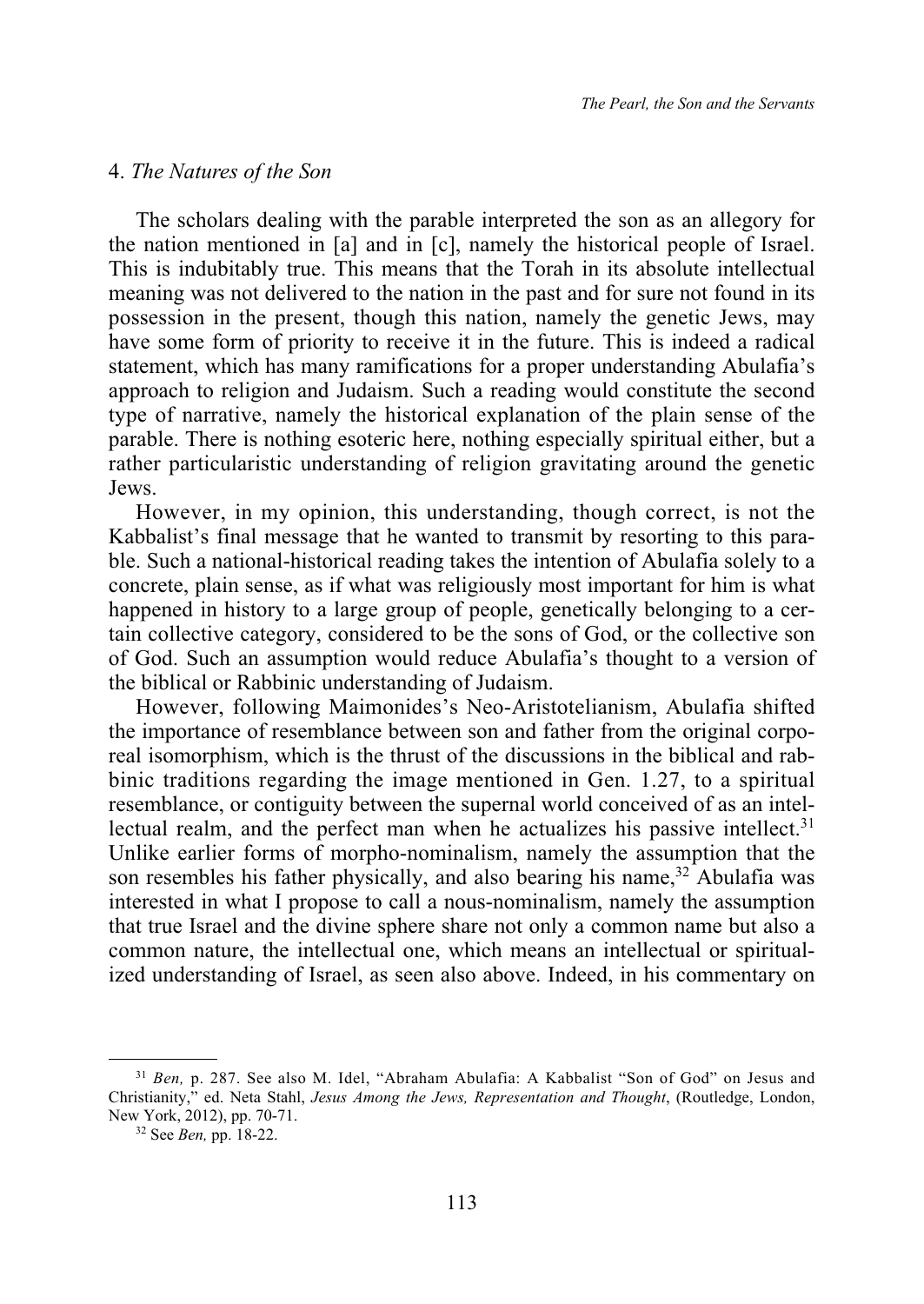## 4. *The Natures of the Son*

The scholars dealing with the parable interpreted the son as an allegory for the nation mentioned in [a] and in [c], namely the historical people of Israel. This is indubitably true. This means that the Torah in its absolute intellectual meaning was not delivered to the nation in the past and for sure not found in its possession in the present, though this nation, namely the genetic Jews, may have some form of priority to receive it in the future. This is indeed a radical statement, which has many ramifications for a proper understanding Abulafia's approach to religion and Judaism. Such a reading would constitute the second type of narrative, namely the historical explanation of the plain sense of the parable. There is nothing esoteric here, nothing especially spiritual either, but a rather particularistic understanding of religion gravitating around the genetic Jews.

However, in my opinion, this understanding, though correct, is not the Kabbalist's final message that he wanted to transmit by resorting to this parable. Such a national-historical reading takes the intention of Abulafia solely to a concrete, plain sense, as if what was religiously most important for him is what happened in history to a large group of people, genetically belonging to a certain collective category, considered to be the sons of God, or the collective son of God. Such an assumption would reduce Abulafia's thought to a version of the biblical or Rabbinic understanding of Judaism.

However, following Maimonides's Neo-Aristotelianism, Abulafia shifted the importance of resemblance between son and father from the original corporeal isomorphism, which is the thrust of the discussions in the biblical and rabbinic traditions regarding the image mentioned in Gen. 1.27, to a spiritual resemblance, or contiguity between the supernal world conceived of as an intellectual realm, and the perfect man when he actualizes his passive intellect.[31] Unlike earlier forms of morpho-nominalism, namely the assumption that the son resembles his father physically, and also bearing his name,[32] Abulafia was interested in what I propose to call a nous-nominalism, namely the assumption that true Israel and the divine sphere share not only a common name but also a common nature, the intellectual one, which means an intellectual or spiritualized understanding of Israel, as seen also above. Indeed, in his commentary on

---

[31] *Ben,* p. 287. See also M. Idel, "Abraham Abulafia: A Kabbalist "Son of God" on Jesus and Christianity," ed. Neta Stahl, *Jesus Among the Jews, Representation and Thought*, (Routledge, London, New York, 2012), pp. 70-71.

[32] See *Ben,* pp. 18-22.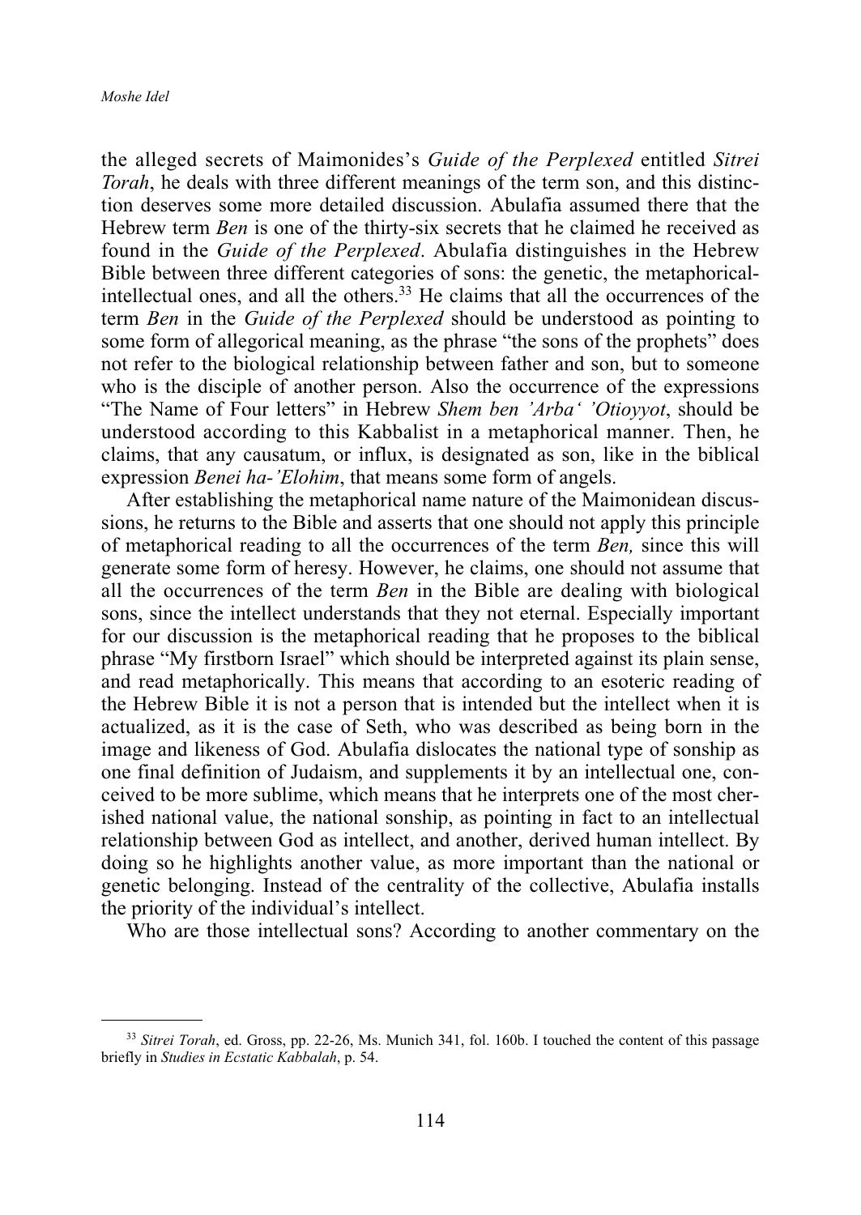the alleged secrets of Maimonides's *Guide of the Perplexed* entitled *Sitrei Torah*, he deals with three different meanings of the term son, and this distinction deserves some more detailed discussion. Abulafia assumed there that the Hebrew term *Ben* is one of the thirty-six secrets that he claimed he received as found in the *Guide of the Perplexed*. Abulafia distinguishes in the Hebrew Bible between three different categories of sons: the genetic, the metaphorical-intellectual ones, and all the others.[33] He claims that all the occurrences of the term *Ben* in the *Guide of the Perplexed* should be understood as pointing to some form of allegorical meaning, as the phrase "the sons of the prophets" does not refer to the biological relationship between father and son, but to someone who is the disciple of another person. Also the occurrence of the expressions "The Name of Four letters" in Hebrew *Shem ben 'Arba' 'Otioyyot*, should be understood according to this Kabbalist in a metaphorical manner. Then, he claims, that any causatum, or influx, is designated as son, like in the biblical expression *Benei ha-'Elohim*, that means some form of angels.

After establishing the metaphorical name nature of the Maimonidean discussions, he returns to the Bible and asserts that one should not apply this principle of metaphorical reading to all the occurrences of the term *Ben,* since this will generate some form of heresy. However, he claims, one should not assume that all the occurrences of the term *Ben* in the Bible are dealing with biological sons, since the intellect understands that they not eternal. Especially important for our discussion is the metaphorical reading that he proposes to the biblical phrase "My firstborn Israel" which should be interpreted against its plain sense, and read metaphorically. This means that according to an esoteric reading of the Hebrew Bible it is not a person that is intended but the intellect when it is actualized, as it is the case of Seth, who was described as being born in the image and likeness of God. Abulafia dislocates the national type of sonship as one final definition of Judaism, and supplements it by an intellectual one, conceived to be more sublime, which means that he interprets one of the most cherished national value, the national sonship, as pointing in fact to an intellectual relationship between God as intellect, and another, derived human intellect. By doing so he highlights another value, as more important than the national or genetic belonging. Instead of the centrality of the collective, Abulafia installs the priority of the individual's intellect.

Who are those intellectual sons? According to another commentary on the

---

[33] *Sitrei Torah*, ed. Gross, pp. 22-26, Ms. Munich 341, fol. 160b. I touched the content of this passage briefly in *Studies in Ecstatic Kabbalah*, p. 54.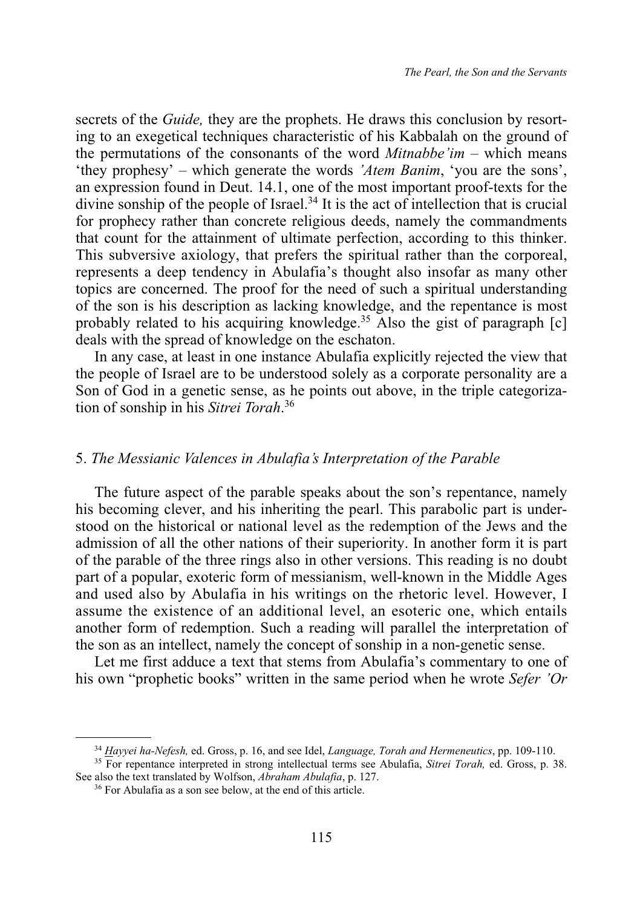secrets of the *Guide,* they are the prophets. He draws this conclusion by resorting to an exegetical techniques characteristic of his Kabbalah on the ground of the permutations of the consonants of the word *Mitnabbe'im* – which means 'they prophesy' – which generate the words *'Atem Banim*, 'you are the sons', an expression found in Deut. 14.1, one of the most important proof-texts for the divine sonship of the people of Israel.[34] It is the act of intellection that is crucial for prophecy rather than concrete religious deeds, namely the commandments that count for the attainment of ultimate perfection, according to this thinker. This subversive axiology, that prefers the spiritual rather than the corporeal, represents a deep tendency in Abulafia's thought also insofar as many other topics are concerned. The proof for the need of such a spiritual understanding of the son is his description as lacking knowledge, and the repentance is most probably related to his acquiring knowledge.[35] Also the gist of paragraph [c] deals with the spread of knowledge on the eschaton.

In any case, at least in one instance Abulafia explicitly rejected the view that the people of Israel are to be understood solely as a corporate personality are a Son of God in a genetic sense, as he points out above, in the triple categorization of sonship in his *Sitrei Torah*.[36]

## 5. *The Messianic Valences in Abulafia's Interpretation of the Parable*

The future aspect of the parable speaks about the son's repentance, namely his becoming clever, and his inheriting the pearl. This parabolic part is understood on the historical or national level as the redemption of the Jews and the admission of all the other nations of their superiority. In another form it is part of the parable of the three rings also in other versions. This reading is no doubt part of a popular, exoteric form of messianism, well-known in the Middle Ages and used also by Abulafia in his writings on the rhetoric level. However, I assume the existence of an additional level, an esoteric one, which entails another form of redemption. Such a reading will parallel the interpretation of the son as an intellect, namely the concept of sonship in a non-genetic sense.

Let me first adduce a text that stems from Abulafia's commentary to one of his own "prophetic books" written in the same period when he wrote *Sefer 'Or*

---

[34] *Hayyei ha-Nefesh,* ed. Gross, p. 16, and see Idel, *Language, Torah and Hermeneutics*, pp. 109-110.

[35] For repentance interpreted in strong intellectual terms see Abulafia, *Sitrei Torah,* ed. Gross, p. 38. See also the text translated by Wolfson, *Abraham Abulafia*, p. 127.

[36] For Abulafia as a son see below, at the end of this article.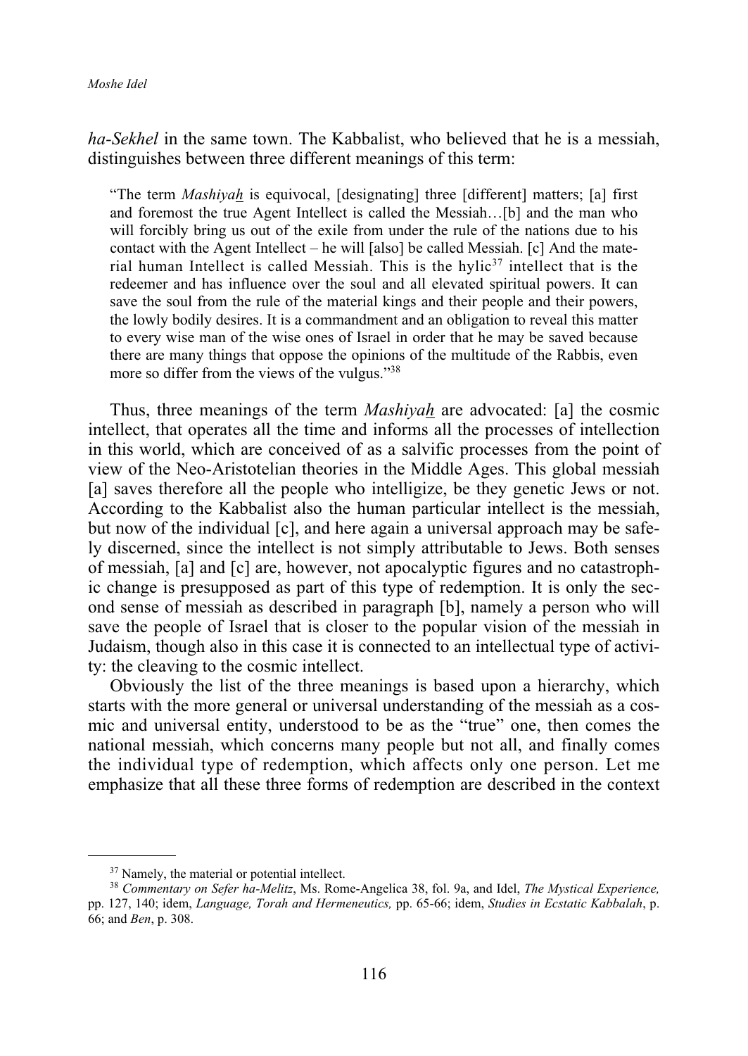*ha-Sekhel* in the same town. The Kabbalist, who believed that he is a messiah, distinguishes between three different meanings of this term:

> "The term *Mashiyah̲* is equivocal, [designating] three [different] matters; [a] first and foremost the true Agent Intellect is called the Messiah…[b] and the man who will forcibly bring us out of the exile from under the rule of the nations due to his contact with the Agent Intellect – he will [also] be called Messiah. [c] And the material human Intellect is called Messiah. This is the hylic[37] intellect that is the redeemer and has influence over the soul and all elevated spiritual powers. It can save the soul from the rule of the material kings and their people and their powers, the lowly bodily desires. It is a commandment and an obligation to reveal this matter to every wise man of the wise ones of Israel in order that he may be saved because there are many things that oppose the opinions of the multitude of the Rabbis, even more so differ from the views of the vulgus."[38]

Thus, three meanings of the term *Mashiyah̲* are advocated: [a] the cosmic intellect, that operates all the time and informs all the processes of intellection in this world, which are conceived of as a salvific processes from the point of view of the Neo-Aristotelian theories in the Middle Ages. This global messiah [a] saves therefore all the people who intelligize, be they genetic Jews or not. According to the Kabbalist also the human particular intellect is the messiah, but now of the individual [c], and here again a universal approach may be safely discerned, since the intellect is not simply attributable to Jews. Both senses of messiah, [a] and [c] are, however, not apocalyptic figures and no catastrophic change is presupposed as part of this type of redemption. It is only the second sense of messiah as described in paragraph [b], namely a person who will save the people of Israel that is closer to the popular vision of the messiah in Judaism, though also in this case it is connected to an intellectual type of activity: the cleaving to the cosmic intellect.

Obviously the list of the three meanings is based upon a hierarchy, which starts with the more general or universal understanding of the messiah as a cosmic and universal entity, understood to be as the "true" one, then comes the national messiah, which concerns many people but not all, and finally comes the individual type of redemption, which affects only one person. Let me emphasize that all these three forms of redemption are described in the context

---

[37] Namely, the material or potential intellect.

[38] *Commentary on Sefer ha-Melitz*, Ms. Rome-Angelica 38, fol. 9a, and Idel, *The Mystical Experience,* pp. 127, 140; idem, *Language, Torah and Hermeneutics,* pp. 65-66; idem, *Studies in Ecstatic Kabbalah*, p. 66; and *Ben*, p. 308.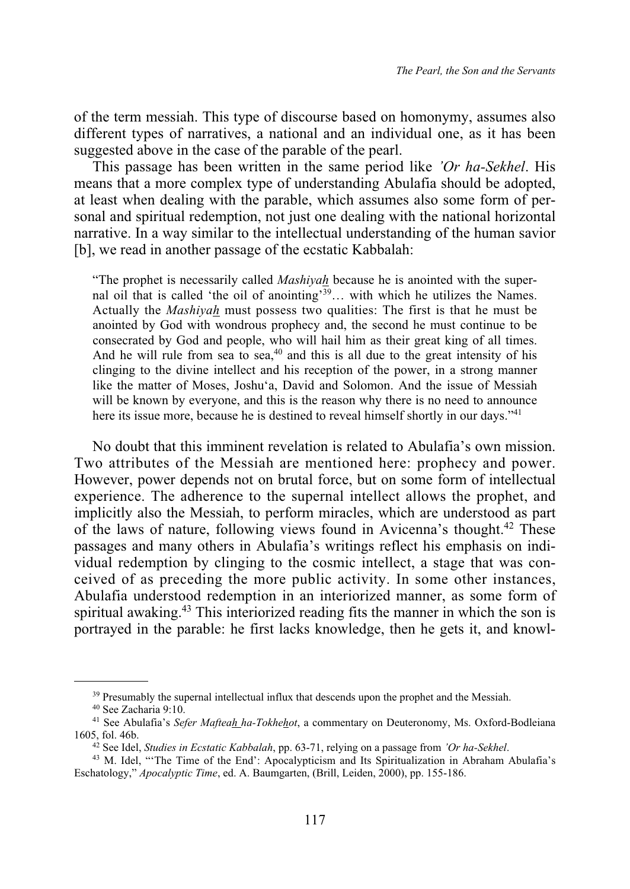of the term messiah. This type of discourse based on homonymy, assumes also different types of narratives, a national and an individual one, as it has been suggested above in the case of the parable of the pearl.

This passage has been written in the same period like *'Or ha-Sekhel*. His means that a more complex type of understanding Abulafia should be adopted, at least when dealing with the parable, which assumes also some form of personal and spiritual redemption, not just one dealing with the national horizontal narrative. In a way similar to the intellectual understanding of the human savior [b], we read in another passage of the ecstatic Kabbalah:

> "The prophet is necessarily called *Mashiyah* because he is anointed with the supernal oil that is called 'the oil of anointing'[39]… with which he utilizes the Names. Actually the *Mashiyah* must possess two qualities: The first is that he must be anointed by God with wondrous prophecy and, the second he must continue to be consecrated by God and people, who will hail him as their great king of all times. And he will rule from sea to sea,[40] and this is all due to the great intensity of his clinging to the divine intellect and his reception of the power, in a strong manner like the matter of Moses, Joshu'a, David and Solomon. And the issue of Messiah will be known by everyone, and this is the reason why there is no need to announce here its issue more, because he is destined to reveal himself shortly in our days."[41]

No doubt that this imminent revelation is related to Abulafia's own mission. Two attributes of the Messiah are mentioned here: prophecy and power. However, power depends not on brutal force, but on some form of intellectual experience. The adherence to the supernal intellect allows the prophet, and implicitly also the Messiah, to perform miracles, which are understood as part of the laws of nature, following views found in Avicenna's thought.[42] These passages and many others in Abulafia's writings reflect his emphasis on individual redemption by clinging to the cosmic intellect, a stage that was conceived of as preceding the more public activity. In some other instances, Abulafia understood redemption in an interiorized manner, as some form of spiritual awaking.[43] This interiorized reading fits the manner in which the son is portrayed in the parable: he first lacks knowledge, then he gets it, and knowl-

---

[39] Presumably the supernal intellectual influx that descends upon the prophet and the Messiah.

[40] See Zacharia 9:10.

[41] See Abulafia's *Sefer Mafteah ha-Tokhehot*, a commentary on Deuteronomy, Ms. Oxford-Bodleiana 1605, fol. 46b.

[42] See Idel, *Studies in Ecstatic Kabbalah*, pp. 63-71, relying on a passage from *'Or ha-Sekhel*.

[43] M. Idel, "'The Time of the End': Apocalypticism and Its Spiritualization in Abraham Abulafia's Eschatology," *Apocalyptic Time*, ed. A. Baumgarten, (Brill, Leiden, 2000), pp. 155-186.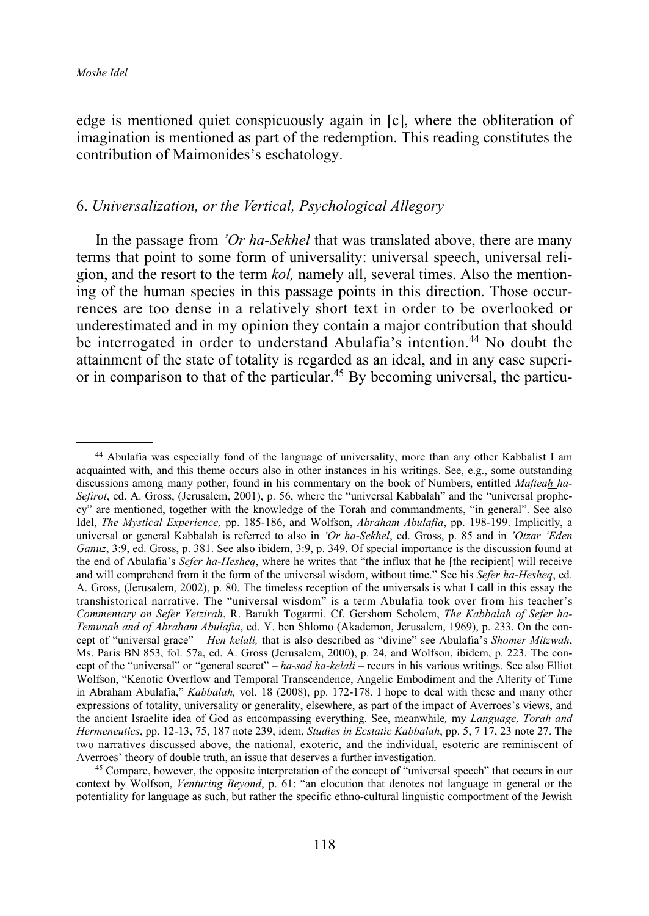edge is mentioned quiet conspicuously again in [c], where the obliteration of imagination is mentioned as part of the redemption. This reading constitutes the contribution of Maimonides's eschatology.

## 6. *Universalization, or the Vertical, Psychological Allegory*

In the passage from *'Or ha-Sekhel* that was translated above, there are many terms that point to some form of universality: universal speech, universal religion, and the resort to the term *kol,* namely all, several times. Also the mentioning of the human species in this passage points in this direction. Those occurrences are too dense in a relatively short text in order to be overlooked or underestimated and in my opinion they contain a major contribution that should be interrogated in order to understand Abulafia's intention.[44] No doubt the attainment of the state of totality is regarded as an ideal, and in any case superior in comparison to that of the particular.[45] By becoming universal, the particu-

---

[44] Abulafia was especially fond of the language of universality, more than any other Kabbalist I am acquainted with, and this theme occurs also in other instances in his writings. See, e.g., some outstanding discussions among many pother, found in his commentary on the book of Numbers, entitled *Mafteah ha-Sefirot*, ed. A. Gross, (Jerusalem, 2001), p. 56, where the "universal Kabbalah" and the "universal prophecy" are mentioned, together with the knowledge of the Torah and commandments, "in general". See also Idel, *The Mystical Experience,* pp. 185-186, and Wolfson, *Abraham Abulafia*, pp. 198-199. Implicitly, a universal or general Kabbalah is referred to also in *'Or ha-Sekhel*, ed. Gross, p. 85 and in *'Otzar 'Eden Ganuz*, 3:9, ed. Gross, p. 381. See also ibidem, 3:9, p. 349. Of special importance is the discussion found at the end of Abulafia's *Sefer ha-Hesheq*, where he writes that "the influx that he [the recipient] will receive and will comprehend from it the form of the universal wisdom, without time." See his *Sefer ha-Hesheq*, ed. A. Gross, (Jerusalem, 2002), p. 80. The timeless reception of the universals is what I call in this essay the transhistorical narrative. The "universal wisdom" is a term Abulafia took over from his teacher's *Commentary on Sefer Yetzirah*, R. Barukh Togarmi. Cf. Gershom Scholem, *The Kabbalah of Sefer ha-Temunah and of Abraham Abulafia*, ed. Y. ben Shlomo (Akademon, Jerusalem, 1969), p. 233. On the concept of "universal grace" – *Hen kelali,* that is also described as "divine" see Abulafia's *Shomer Mitzwah*, Ms. Paris BN 853, fol. 57a, ed. A. Gross (Jerusalem, 2000), p. 24, and Wolfson, ibidem, p. 223. The concept of the "universal" or "general secret" – *ha-sod ha-kelali* – recurs in his various writings. See also Elliot Wolfson, "Kenotic Overflow and Temporal Transcendence, Angelic Embodiment and the Alterity of Time in Abraham Abulafia," *Kabbalah,* vol. 18 (2008), pp. 172-178. I hope to deal with these and many other expressions of totality, universality or generality, elsewhere, as part of the impact of Averroes's views, and the ancient Israelite idea of God as encompassing everything. See, meanwhile*,* my *Language, Torah and Hermeneutics*, pp. 12-13, 75, 187 note 239, idem, *Studies in Ecstatic Kabbalah*, pp. 5, 7 17, 23 note 27. The two narratives discussed above, the national, exoteric, and the individual, esoteric are reminiscent of Averroes' theory of double truth, an issue that deserves a further investigation.

[45] Compare, however, the opposite interpretation of the concept of "universal speech" that occurs in our context by Wolfson, *Venturing Beyond*, p. 61: "an elocution that denotes not language in general or the potentiality for language as such, but rather the specific ethno-cultural linguistic comportment of the Jewish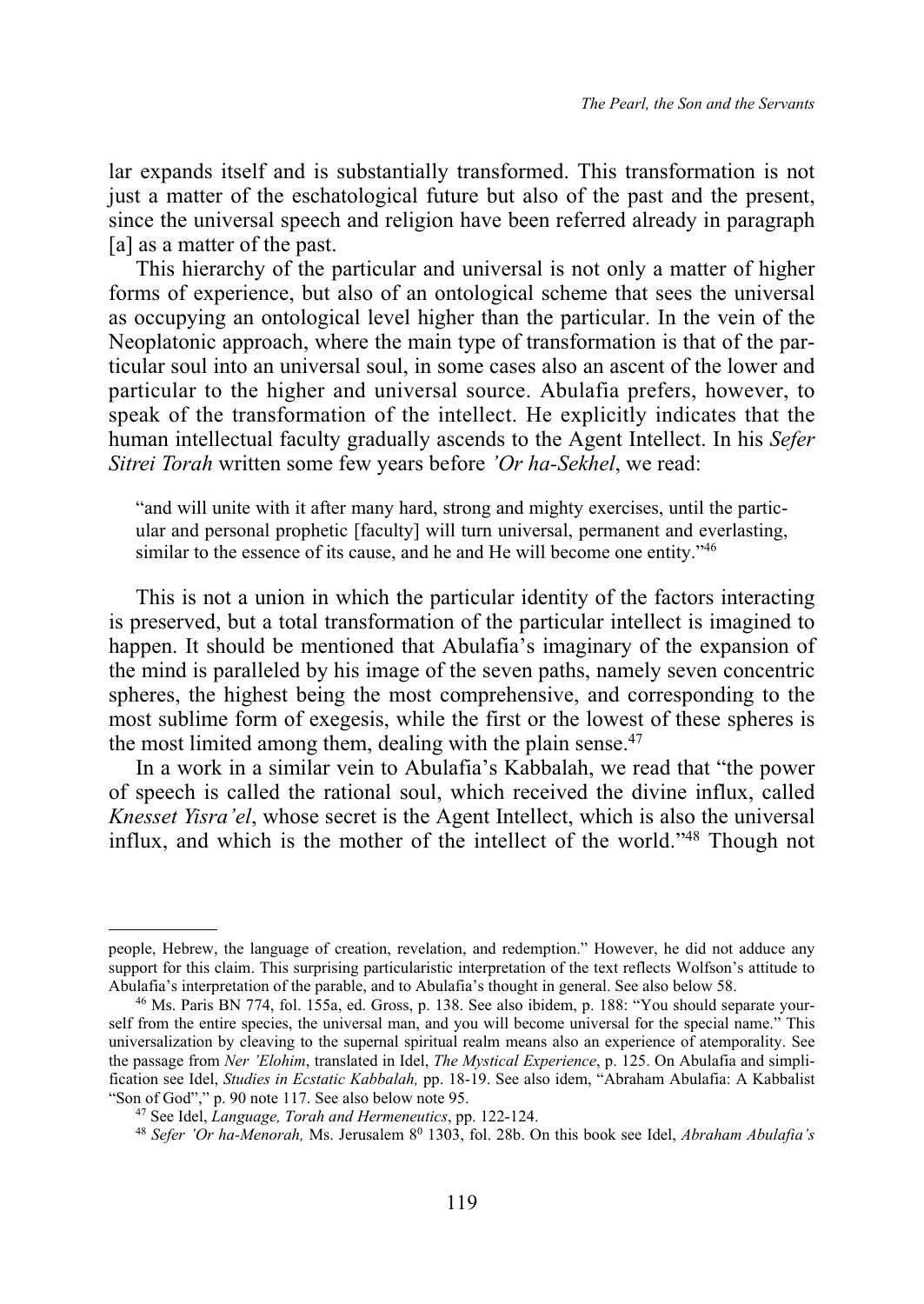lar expands itself and is substantially transformed. This transformation is not just a matter of the eschatological future but also of the past and the present, since the universal speech and religion have been referred already in paragraph [a] as a matter of the past.

This hierarchy of the particular and universal is not only a matter of higher forms of experience, but also of an ontological scheme that sees the universal as occupying an ontological level higher than the particular. In the vein of the Neoplatonic approach, where the main type of transformation is that of the particular soul into an universal soul, in some cases also an ascent of the lower and particular to the higher and universal source. Abulafia prefers, however, to speak of the transformation of the intellect. He explicitly indicates that the human intellectual faculty gradually ascends to the Agent Intellect. In his *Sefer Sitrei Torah* written some few years before *'Or ha-Sekhel*, we read:

> "and will unite with it after many hard, strong and mighty exercises, until the particular and personal prophetic [faculty] will turn universal, permanent and everlasting, similar to the essence of its cause, and he and He will become one entity."[46]

This is not a union in which the particular identity of the factors interacting is preserved, but a total transformation of the particular intellect is imagined to happen. It should be mentioned that Abulafia's imaginary of the expansion of the mind is paralleled by his image of the seven paths, namely seven concentric spheres, the highest being the most comprehensive, and corresponding to the most sublime form of exegesis, while the first or the lowest of these spheres is the most limited among them, dealing with the plain sense.[47]

In a work in a similar vein to Abulafia's Kabbalah, we read that "the power of speech is called the rational soul, which received the divine influx, called *Knesset Yisra'el*, whose secret is the Agent Intellect, which is also the universal influx, and which is the mother of the intellect of the world."[48] Though not

---

people, Hebrew, the language of creation, revelation, and redemption." However, he did not adduce any support for this claim. This surprising particularistic interpretation of the text reflects Wolfson's attitude to Abulafia's interpretation of the parable, and to Abulafia's thought in general. See also below 58.

[46] Ms. Paris BN 774, fol. 155a, ed. Gross, p. 138. See also ibidem, p. 188: "You should separate yourself from the entire species, the universal man, and you will become universal for the special name." This universalization by cleaving to the supernal spiritual realm means also an experience of atemporality. See the passage from *Ner 'Elohim*, translated in Idel, *The Mystical Experience*, p. 125. On Abulafia and simplification see Idel, *Studies in Ecstatic Kabbalah,* pp. 18-19. See also idem, "Abraham Abulafia: A Kabbalist "Son of God"," p. 90 note 117. See also below note 95.

[47] See Idel, *Language, Torah and Hermeneutics*, pp. 122-124.

[48] *Sefer 'Or ha-Menorah,* Ms. Jerusalem 8[0] 1303, fol. 28b. On this book see Idel, *Abraham Abulafia's*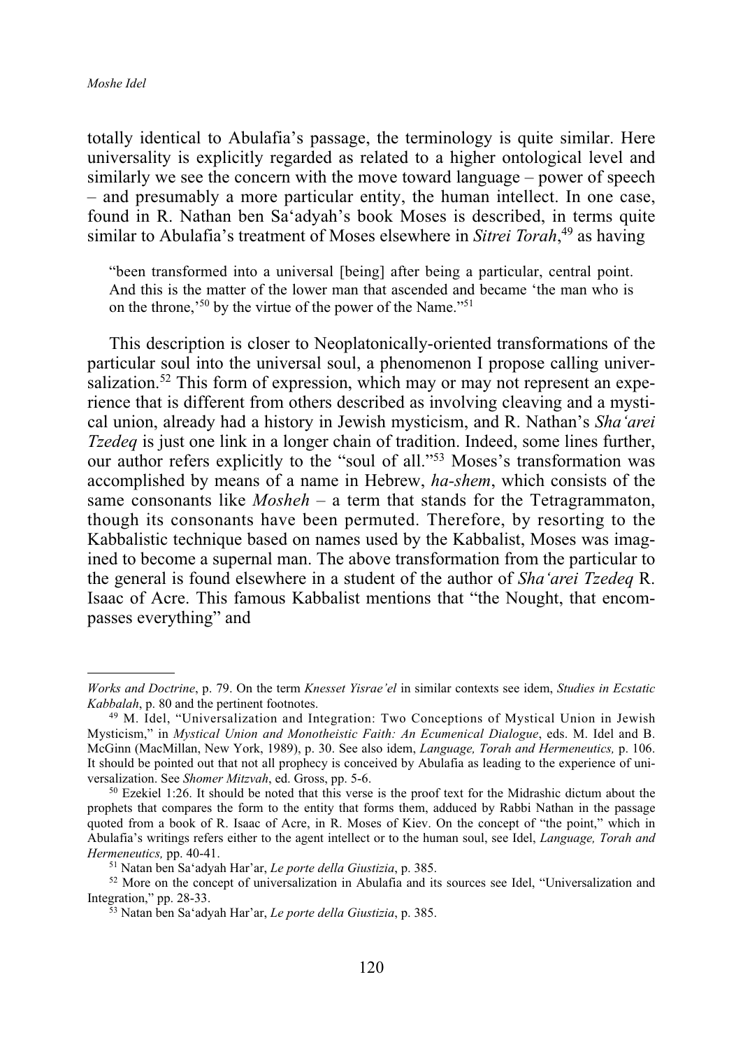totally identical to Abulafia's passage, the terminology is quite similar. Here universality is explicitly regarded as related to a higher ontological level and similarly we see the concern with the move toward language – power of speech – and presumably a more particular entity, the human intellect. In one case, found in R. Nathan ben Sa'adyah's book Moses is described, in terms quite similar to Abulafia's treatment of Moses elsewhere in *Sitrei Torah*,[49] as having

> "been transformed into a universal [being] after being a particular, central point. And this is the matter of the lower man that ascended and became 'the man who is on the throne,'[50] by the virtue of the power of the Name."[51]

This description is closer to Neoplatonically-oriented transformations of the particular soul into the universal soul, a phenomenon I propose calling universalization.[52] This form of expression, which may or may not represent an experience that is different from others described as involving cleaving and a mystical union, already had a history in Jewish mysticism, and R. Nathan's *Sha'arei Tzedeq* is just one link in a longer chain of tradition. Indeed, some lines further, our author refers explicitly to the "soul of all."[53] Moses's transformation was accomplished by means of a name in Hebrew, *ha-shem*, which consists of the same consonants like *Mosheh* – a term that stands for the Tetragrammaton, though its consonants have been permuted. Therefore, by resorting to the Kabbalistic technique based on names used by the Kabbalist, Moses was imagined to become a supernal man. The above transformation from the particular to the general is found elsewhere in a student of the author of *Sha'arei Tzedeq* R. Isaac of Acre. This famous Kabbalist mentions that "the Nought, that encompasses everything" and

---

*Works and Doctrine*, p. 79. On the term *Knesset Yisrae'el* in similar contexts see idem, *Studies in Ecstatic Kabbalah*, p. 80 and the pertinent footnotes.

[49] M. Idel, "Universalization and Integration: Two Conceptions of Mystical Union in Jewish Mysticism," in *Mystical Union and Monotheistic Faith: An Ecumenical Dialogue*, eds. M. Idel and B. McGinn (MacMillan, New York, 1989), p. 30. See also idem, *Language, Torah and Hermeneutics,* p. 106. It should be pointed out that not all prophecy is conceived by Abulafia as leading to the experience of universalization. See *Shomer Mitzvah*, ed. Gross, pp. 5-6.

[50] Ezekiel 1:26. It should be noted that this verse is the proof text for the Midrashic dictum about the prophets that compares the form to the entity that forms them, adduced by Rabbi Nathan in the passage quoted from a book of R. Isaac of Acre, in R. Moses of Kiev. On the concept of "the point," which in Abulafia's writings refers either to the agent intellect or to the human soul, see Idel, *Language, Torah and Hermeneutics,* pp. 40-41.

[51] Natan ben Sa'adyah Har'ar, *Le porte della Giustizia*, p. 385.

[52] More on the concept of universalization in Abulafia and its sources see Idel, "Universalization and Integration," pp. 28-33.

[53] Natan ben Sa'adyah Har'ar, *Le porte della Giustizia*, p. 385.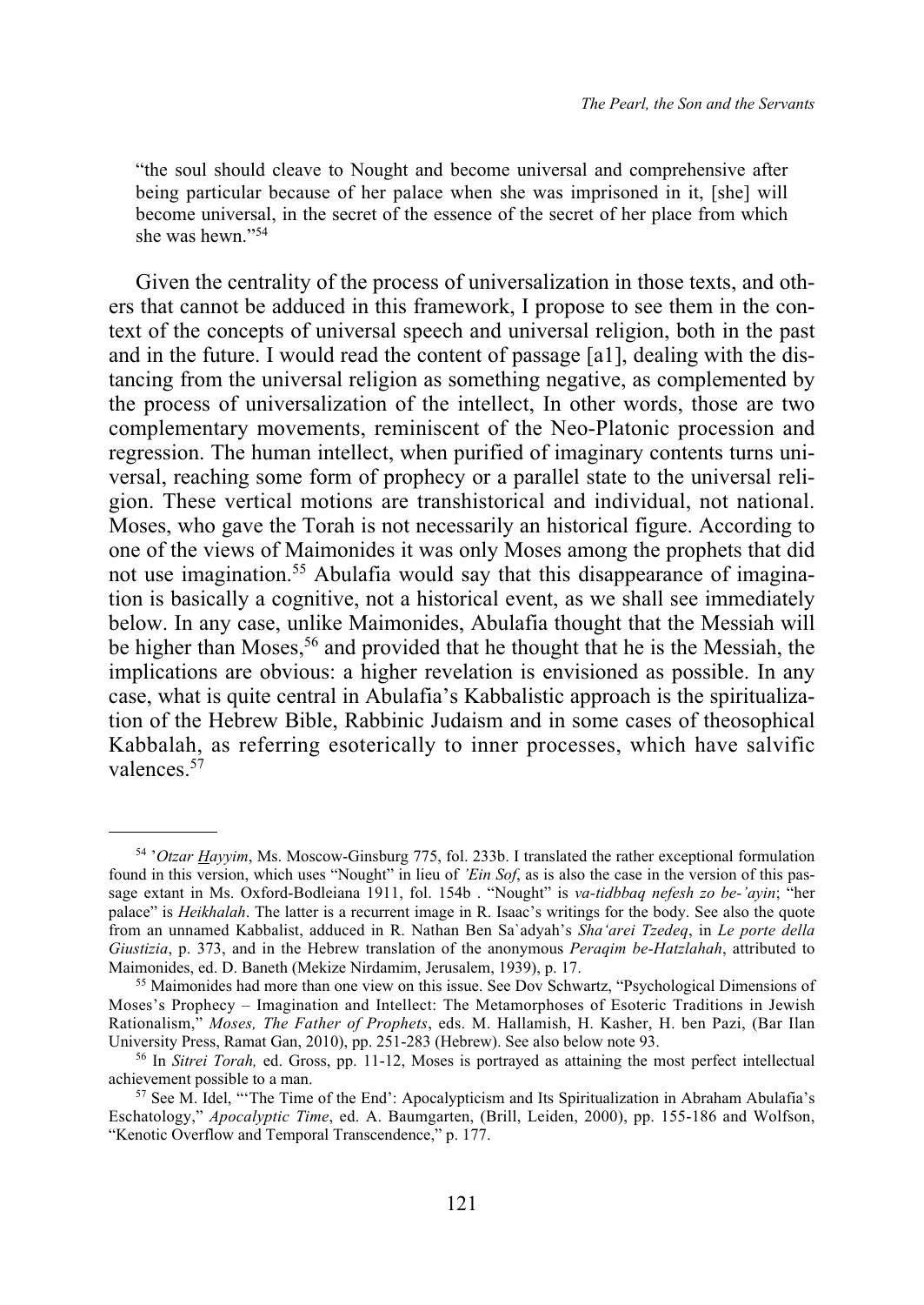> "the soul should cleave to Nought and become universal and comprehensive after being particular because of her palace when she was imprisoned in it, [she] will become universal, in the secret of the essence of the secret of her place from which she was hewn."[54]

Given the centrality of the process of universalization in those texts, and others that cannot be adduced in this framework, I propose to see them in the context of the concepts of universal speech and universal religion, both in the past and in the future. I would read the content of passage [a1], dealing with the distancing from the universal religion as something negative, as complemented by the process of universalization of the intellect, In other words, those are two complementary movements, reminiscent of the Neo-Platonic procession and regression. The human intellect, when purified of imaginary contents turns universal, reaching some form of prophecy or a parallel state to the universal religion. These vertical motions are transhistorical and individual, not national. Moses, who gave the Torah is not necessarily an historical figure. According to one of the views of Maimonides it was only Moses among the prophets that did not use imagination.[55] Abulafia would say that this disappearance of imagination is basically a cognitive, not a historical event, as we shall see immediately below. In any case, unlike Maimonides, Abulafia thought that the Messiah will be higher than Moses,[56] and provided that he thought that he is the Messiah, the implications are obvious: a higher revelation is envisioned as possible. In any case, what is quite central in Abulafia's Kabbalistic approach is the spiritualization of the Hebrew Bible, Rabbinic Judaism and in some cases of theosophical Kabbalah, as referring esoterically to inner processes, which have salvific valences.[57]

---

[54] *'Otzar Hayyim*, Ms. Moscow-Ginsburg 775, fol. 233b. I translated the rather exceptional formulation found in this version, which uses "Nought" in lieu of *'Ein Sof*, as is also the case in the version of this passage extant in Ms. Oxford-Bodleiana 1911, fol. 154b . "Nought" is *va-tidbbaq nefesh zo be-'ayin*; "her palace" is *Heikhalah*. The latter is a recurrent image in R. Isaac's writings for the body. See also the quote from an unnamed Kabbalist, adduced in R. Nathan Ben Sa`adyah's *Sha'arei Tzedeq*, in *Le porte della Giustizia*, p. 373, and in the Hebrew translation of the anonymous *Peraqim be-Hatzlahah*, attributed to Maimonides, ed. D. Baneth (Mekize Nirdamim, Jerusalem, 1939), p. 17.

[55] Maimonides had more than one view on this issue. See Dov Schwartz, "Psychological Dimensions of Moses's Prophecy – Imagination and Intellect: The Metamorphoses of Esoteric Traditions in Jewish Rationalism," *Moses, The Father of Prophets*, eds. M. Hallamish, H. Kasher, H. ben Pazi, (Bar Ilan University Press, Ramat Gan, 2010), pp. 251-283 (Hebrew). See also below note 93.

[56] In *Sitrei Torah,* ed. Gross, pp. 11-12, Moses is portrayed as attaining the most perfect intellectual achievement possible to a man.

[57] See M. Idel, "'The Time of the End': Apocalypticism and Its Spiritualization in Abraham Abulafia's Eschatology," *Apocalyptic Time*, ed. A. Baumgarten, (Brill, Leiden, 2000), pp. 155-186 and Wolfson, "Kenotic Overflow and Temporal Transcendence," p. 177.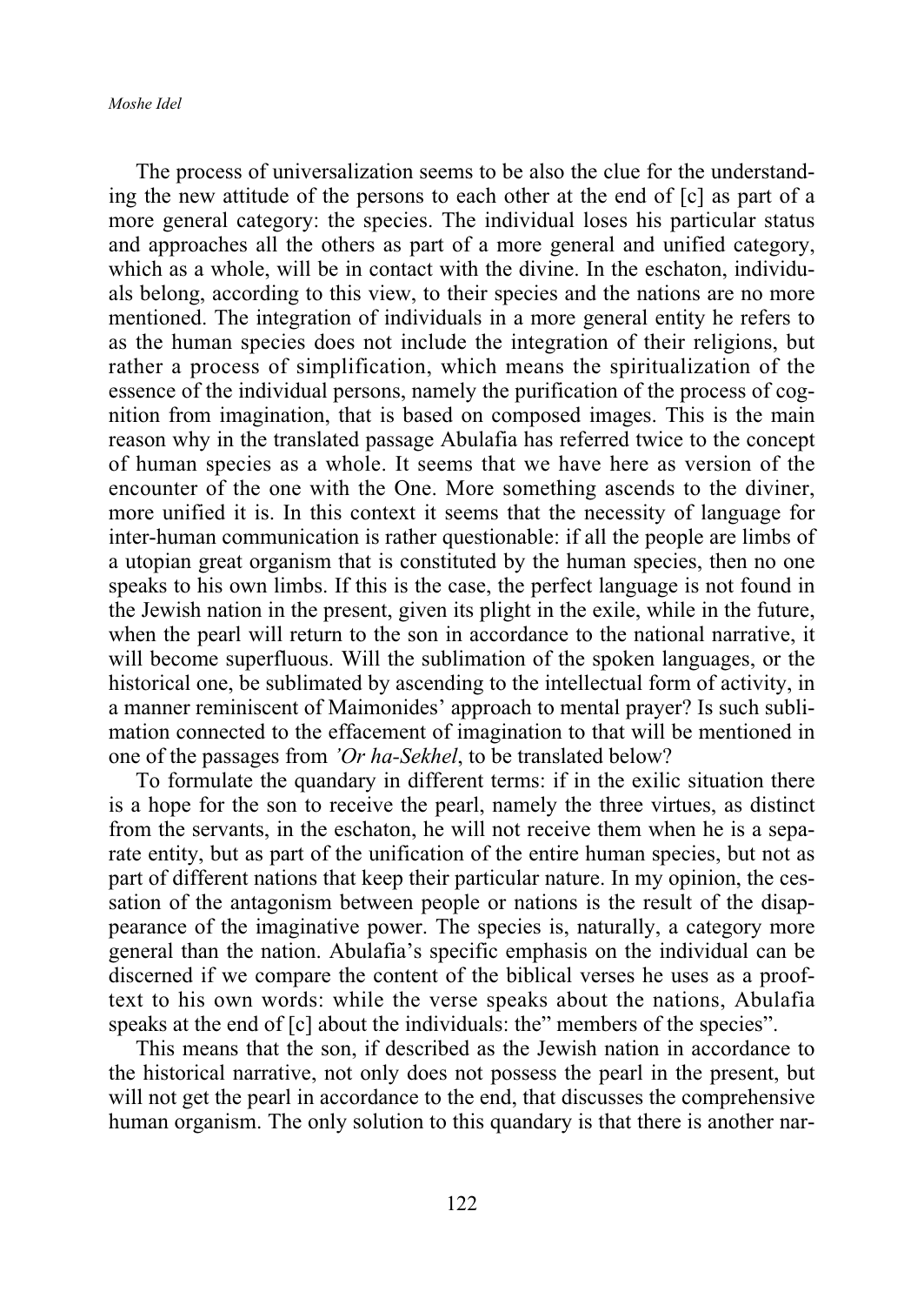The process of universalization seems to be also the clue for the understanding the new attitude of the persons to each other at the end of [c] as part of a more general category: the species. The individual loses his particular status and approaches all the others as part of a more general and unified category, which as a whole, will be in contact with the divine. In the eschaton, individuals belong, according to this view, to their species and the nations are no more mentioned. The integration of individuals in a more general entity he refers to as the human species does not include the integration of their religions, but rather a process of simplification, which means the spiritualization of the essence of the individual persons, namely the purification of the process of cognition from imagination, that is based on composed images. This is the main reason why in the translated passage Abulafia has referred twice to the concept of human species as a whole. It seems that we have here as version of the encounter of the one with the One. More something ascends to the diviner, more unified it is. In this context it seems that the necessity of language for inter-human communication is rather questionable: if all the people are limbs of a utopian great organism that is constituted by the human species, then no one speaks to his own limbs. If this is the case, the perfect language is not found in the Jewish nation in the present, given its plight in the exile, while in the future, when the pearl will return to the son in accordance to the national narrative, it will become superfluous. Will the sublimation of the spoken languages, or the historical one, be sublimated by ascending to the intellectual form of activity, in a manner reminiscent of Maimonides' approach to mental prayer? Is such sublimation connected to the effacement of imagination to that will be mentioned in one of the passages from *'Or ha-Sekhel*, to be translated below?

To formulate the quandary in different terms: if in the exilic situation there is a hope for the son to receive the pearl, namely the three virtues, as distinct from the servants, in the eschaton, he will not receive them when he is a separate entity, but as part of the unification of the entire human species, but not as part of different nations that keep their particular nature. In my opinion, the cessation of the antagonism between people or nations is the result of the disappearance of the imaginative power. The species is, naturally, a category more general than the nation. Abulafia's specific emphasis on the individual can be discerned if we compare the content of the biblical verses he uses as a proof-text to his own words: while the verse speaks about the nations, Abulafia speaks at the end of [c] about the individuals: the" members of the species".

This means that the son, if described as the Jewish nation in accordance to the historical narrative, not only does not possess the pearl in the present, but will not get the pearl in accordance to the end, that discusses the comprehensive human organism. The only solution to this quandary is that there is another nar-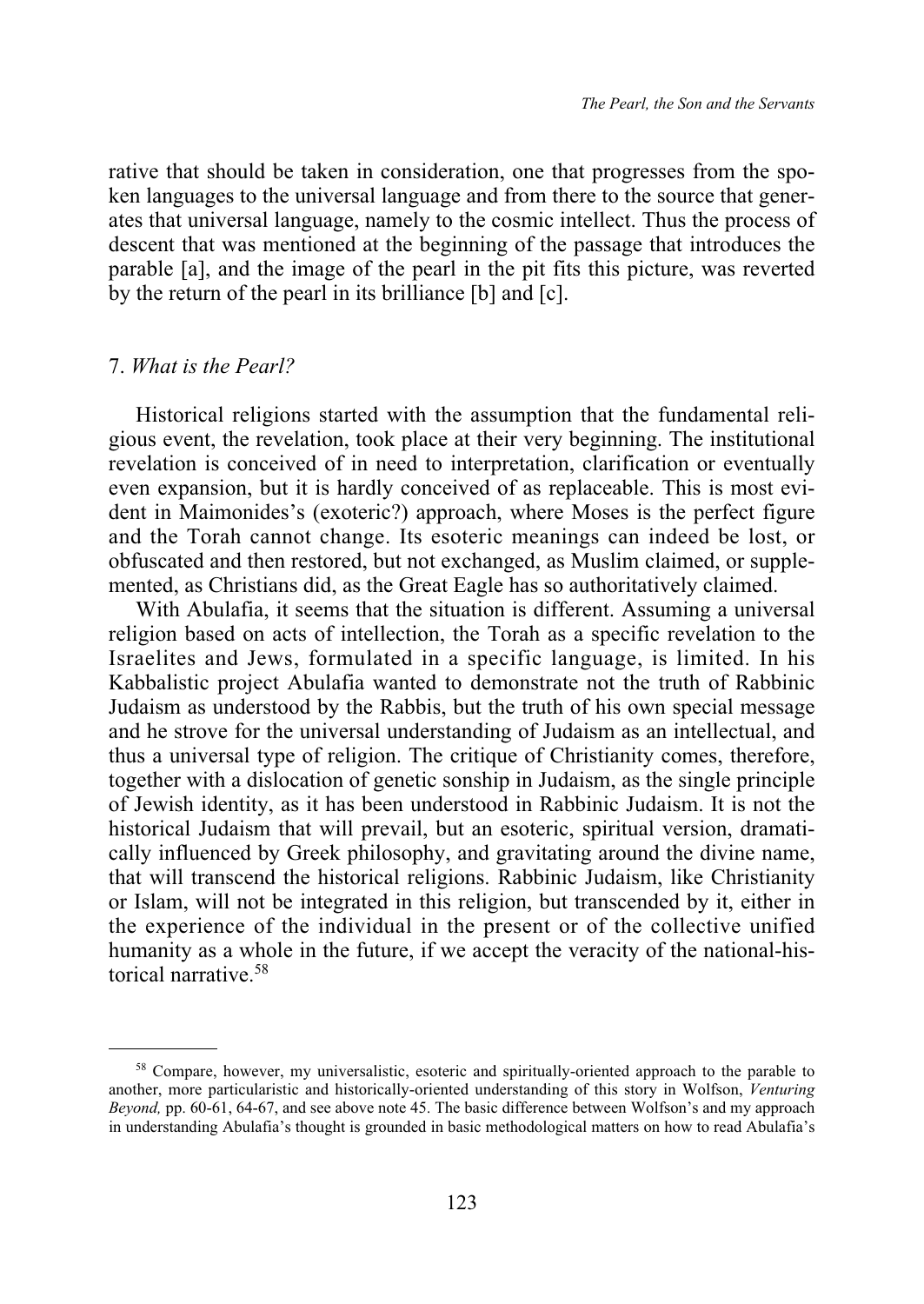rative that should be taken in consideration, one that progresses from the spoken languages to the universal language and from there to the source that generates that universal language, namely to the cosmic intellect. Thus the process of descent that was mentioned at the beginning of the passage that introduces the parable [a], and the image of the pearl in the pit fits this picture, was reverted by the return of the pearl in its brilliance [b] and [c].

## 7. *What is the Pearl?*

Historical religions started with the assumption that the fundamental religious event, the revelation, took place at their very beginning. The institutional revelation is conceived of in need to interpretation, clarification or eventually even expansion, but it is hardly conceived of as replaceable. This is most evident in Maimonides's (exoteric?) approach, where Moses is the perfect figure and the Torah cannot change. Its esoteric meanings can indeed be lost, or obfuscated and then restored, but not exchanged, as Muslim claimed, or supplemented, as Christians did, as the Great Eagle has so authoritatively claimed.

With Abulafia, it seems that the situation is different. Assuming a universal religion based on acts of intellection, the Torah as a specific revelation to the Israelites and Jews, formulated in a specific language, is limited. In his Kabbalistic project Abulafia wanted to demonstrate not the truth of Rabbinic Judaism as understood by the Rabbis, but the truth of his own special message and he strove for the universal understanding of Judaism as an intellectual, and thus a universal type of religion. The critique of Christianity comes, therefore, together with a dislocation of genetic sonship in Judaism, as the single principle of Jewish identity, as it has been understood in Rabbinic Judaism. It is not the historical Judaism that will prevail, but an esoteric, spiritual version, dramatically influenced by Greek philosophy, and gravitating around the divine name, that will transcend the historical religions. Rabbinic Judaism, like Christianity or Islam, will not be integrated in this religion, but transcended by it, either in the experience of the individual in the present or of the collective unified humanity as a whole in the future, if we accept the veracity of the national-historical narrative.[58]

---

[58] Compare, however, my universalistic, esoteric and spiritually-oriented approach to the parable to another, more particularistic and historically-oriented understanding of this story in Wolfson, *Venturing Beyond,* pp. 60-61, 64-67, and see above note 45. The basic difference between Wolfson's and my approach in understanding Abulafia's thought is grounded in basic methodological matters on how to read Abulafia's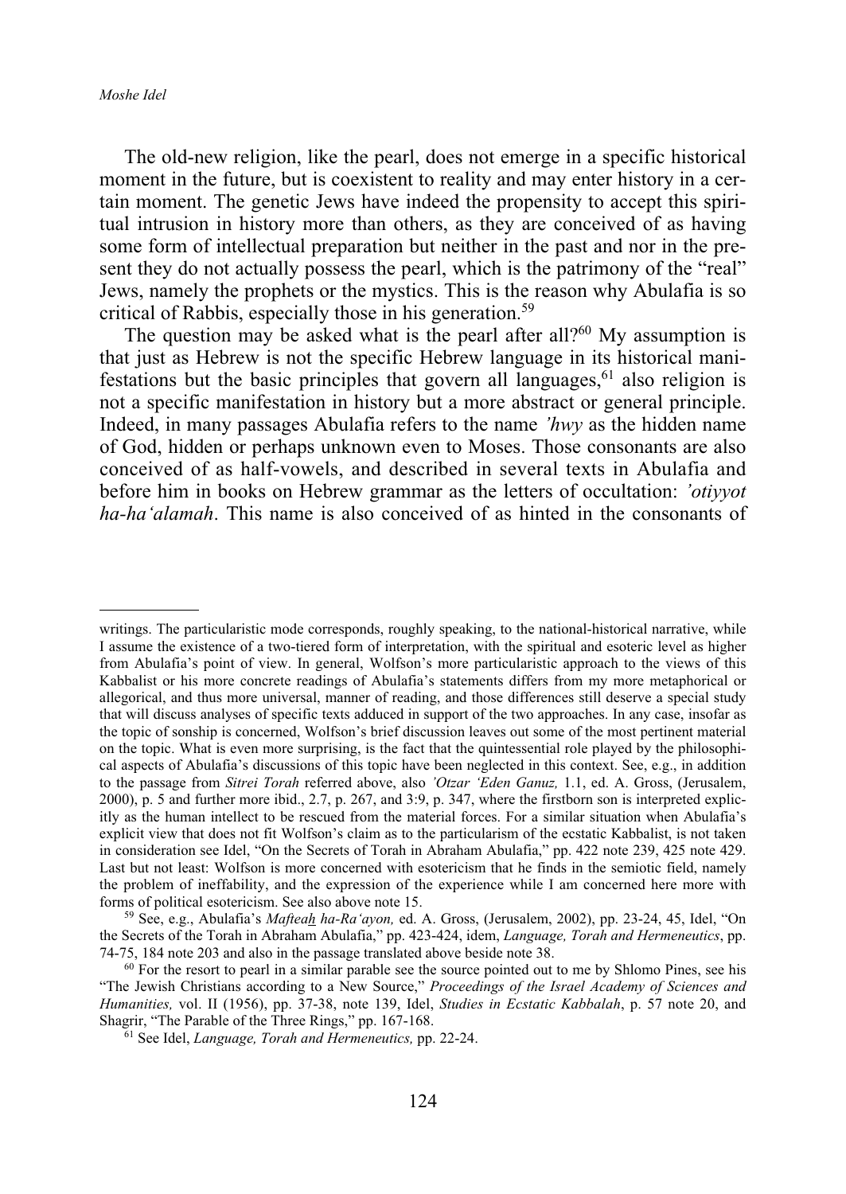The old-new religion, like the pearl, does not emerge in a specific historical moment in the future, but is coexistent to reality and may enter history in a certain moment. The genetic Jews have indeed the propensity to accept this spiritual intrusion in history more than others, as they are conceived of as having some form of intellectual preparation but neither in the past and nor in the present they do not actually possess the pearl, which is the patrimony of the "real" Jews, namely the prophets or the mystics. This is the reason why Abulafia is so critical of Rabbis, especially those in his generation.[59]

The question may be asked what is the pearl after all?[60] My assumption is that just as Hebrew is not the specific Hebrew language in its historical manifestations but the basic principles that govern all languages,[61] also religion is not a specific manifestation in history but a more abstract or general principle. Indeed, in many passages Abulafia refers to the name *'hwy* as the hidden name of God, hidden or perhaps unknown even to Moses. Those consonants are also conceived of as half-vowels, and described in several texts in Abulafia and before him in books on Hebrew grammar as the letters of occultation: *'otiyyot ha-ha'alamah*. This name is also conceived of as hinted in the consonants of

---

writings. The particularistic mode corresponds, roughly speaking, to the national-historical narrative, while I assume the existence of a two-tiered form of interpretation, with the spiritual and esoteric level as higher from Abulafia's point of view. In general, Wolfson's more particularistic approach to the views of this Kabbalist or his more concrete readings of Abulafia's statements differs from my more metaphorical or allegorical, and thus more universal, manner of reading, and those differences still deserve a special study that will discuss analyses of specific texts adduced in support of the two approaches. In any case, insofar as the topic of sonship is concerned, Wolfson's brief discussion leaves out some of the most pertinent material on the topic. What is even more surprising, is the fact that the quintessential role played by the philosophical aspects of Abulafia's discussions of this topic have been neglected in this context. See, e.g., in addition to the passage from *Sitrei Torah* referred above, also *'Otzar 'Eden Ganuz,* 1.1, ed. A. Gross, (Jerusalem, 2000), p. 5 and further more ibid., 2.7, p. 267, and 3:9, p. 347, where the firstborn son is interpreted explicitly as the human intellect to be rescued from the material forces. For a similar situation when Abulafia's explicit view that does not fit Wolfson's claim as to the particularism of the ecstatic Kabbalist, is not taken in consideration see Idel, "On the Secrets of Torah in Abraham Abulafia," pp. 422 note 239, 425 note 429. Last but not least: Wolfson is more concerned with esotericism that he finds in the semiotic field, namely the problem of ineffability, and the expression of the experience while I am concerned here more with forms of political esotericism. See also above note 15.

[59] See, e.g., Abulafia's *Mafteah ha-Ra'ayon,* ed. A. Gross, (Jerusalem, 2002), pp. 23-24, 45, Idel, "On the Secrets of the Torah in Abraham Abulafia," pp. 423-424, idem, *Language, Torah and Hermeneutics*, pp. 74-75, 184 note 203 and also in the passage translated above beside note 38.

[60] For the resort to pearl in a similar parable see the source pointed out to me by Shlomo Pines, see his "The Jewish Christians according to a New Source," *Proceedings of the Israel Academy of Sciences and Humanities,* vol. II (1956), pp. 37-38, note 139, Idel, *Studies in Ecstatic Kabbalah*, p. 57 note 20, and Shagrir, "The Parable of the Three Rings," pp. 167-168.

[61] See Idel, *Language, Torah and Hermeneutics,* pp. 22-24.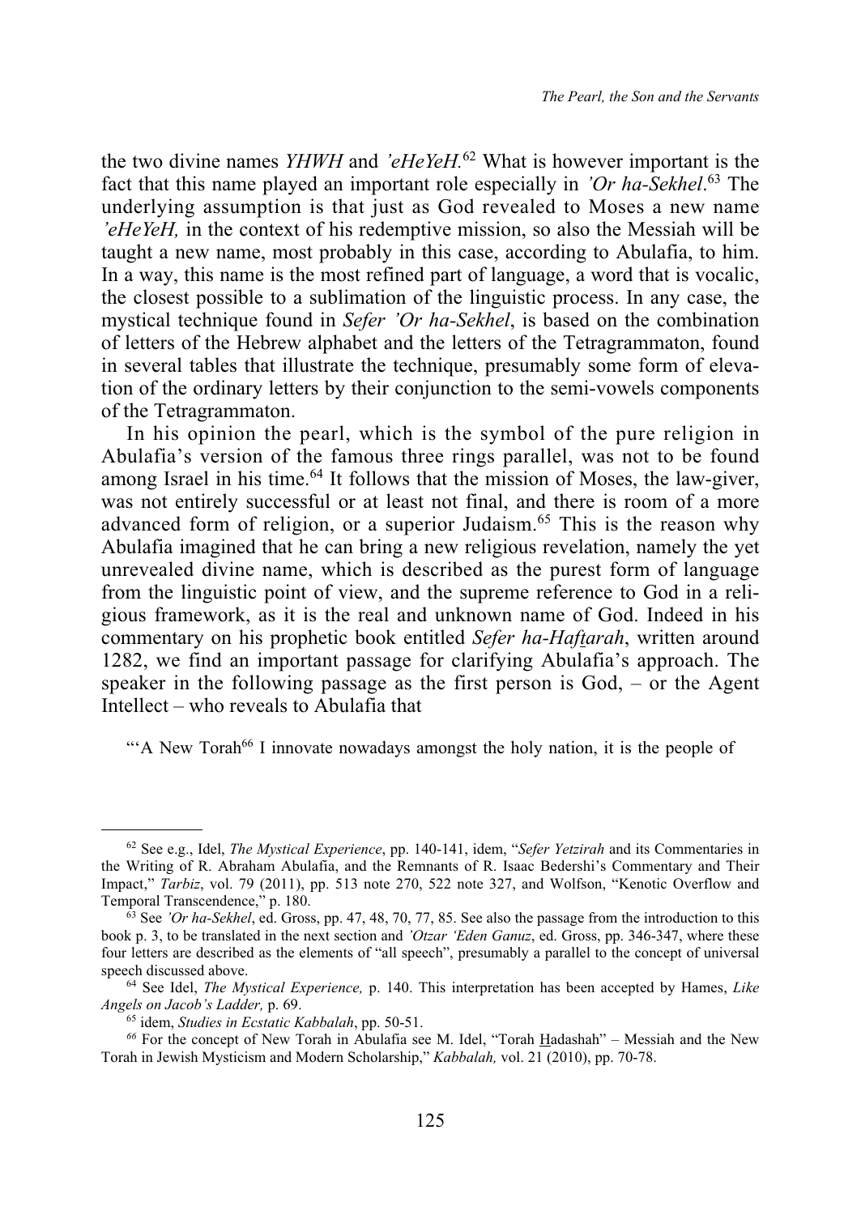the two divine names *YHWH* and *'eHeYeH.*[62] What is however important is the fact that this name played an important role especially in *'Or ha-Sekhel*.[63] The underlying assumption is that just as God revealed to Moses a new name *'eHeYeH,* in the context of his redemptive mission, so also the Messiah will be taught a new name, most probably in this case, according to Abulafia, to him. In a way, this name is the most refined part of language, a word that is vocalic, the closest possible to a sublimation of the linguistic process. In any case, the mystical technique found in *Sefer 'Or ha-Sekhel*, is based on the combination of letters of the Hebrew alphabet and the letters of the Tetragrammaton, found in several tables that illustrate the technique, presumably some form of elevation of the ordinary letters by their conjunction to the semi-vowels components of the Tetragrammaton.

In his opinion the pearl, which is the symbol of the pure religion in Abulafia's version of the famous three rings parallel, was not to be found among Israel in his time.[64] It follows that the mission of Moses, the law-giver, was not entirely successful or at least not final, and there is room of a more advanced form of religion, or a superior Judaism.[65] This is the reason why Abulafia imagined that he can bring a new religious revelation, namely the yet unrevealed divine name, which is described as the purest form of language from the linguistic point of view, and the supreme reference to God in a religious framework, as it is the real and unknown name of God. Indeed in his commentary on his prophetic book entitled *Sefer ha-Haftarah*, written around 1282, we find an important passage for clarifying Abulafia's approach. The speaker in the following passage as the first person is God, – or the Agent Intellect – who reveals to Abulafia that

"'A New Torah[66] I innovate nowadays amongst the holy nation, it is the people of

---

[62] See e.g., Idel, *The Mystical Experience*, pp. 140-141, idem, "*Sefer Yetzirah* and its Commentaries in the Writing of R. Abraham Abulafia, and the Remnants of R. Isaac Bedershi's Commentary and Their Impact," *Tarbiz*, vol. 79 (2011), pp. 513 note 270, 522 note 327, and Wolfson, "Kenotic Overflow and Temporal Transcendence," p. 180.

[63] See *'Or ha-Sekhel*, ed. Gross, pp. 47, 48, 70, 77, 85. See also the passage from the introduction to this book p. 3, to be translated in the next section and *'Otzar 'Eden Ganuz*, ed. Gross, pp. 346-347, where these four letters are described as the elements of "all speech", presumably a parallel to the concept of universal speech discussed above.

[64] See Idel, *The Mystical Experience,* p. 140. This interpretation has been accepted by Hames, *Like Angels on Jacob's Ladder,* p. 69.

[65] idem, *Studies in Ecstatic Kabbalah*, pp. 50-51.

[66] For the concept of New Torah in Abulafia see M. Idel, "Torah Hadashah" – Messiah and the New Torah in Jewish Mysticism and Modern Scholarship," *Kabbalah,* vol. 21 (2010), pp. 70-78.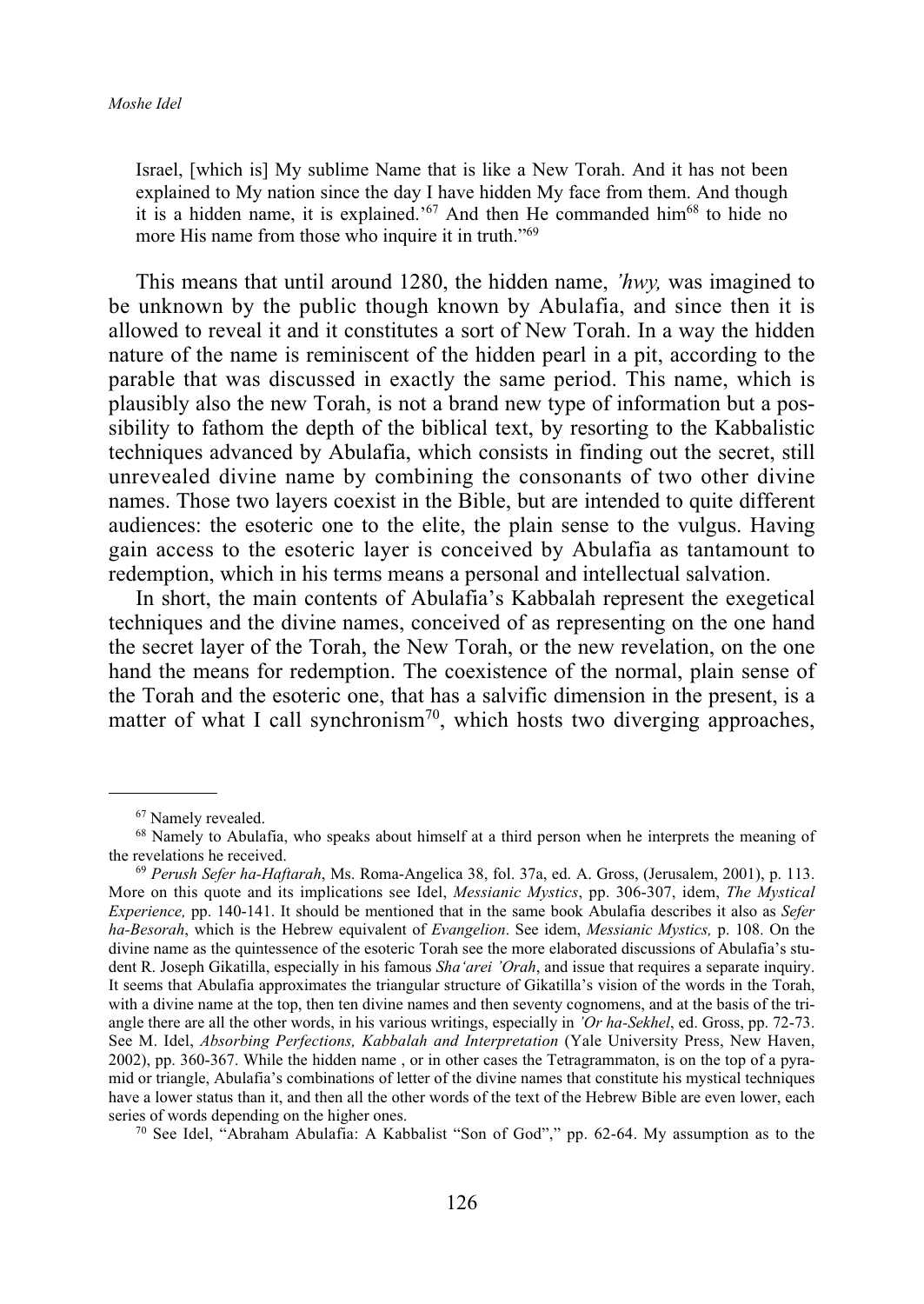Israel, [which is] My sublime Name that is like a New Torah. And it has not been explained to My nation since the day I have hidden My face from them. And though it is a hidden name, it is explained.'[67] And then He commanded him[68] to hide no more His name from those who inquire it in truth."[69]

This means that until around 1280, the hidden name, *'hwy,* was imagined to be unknown by the public though known by Abulafia, and since then it is allowed to reveal it and it constitutes a sort of New Torah. In a way the hidden nature of the name is reminiscent of the hidden pearl in a pit, according to the parable that was discussed in exactly the same period. This name, which is plausibly also the new Torah, is not a brand new type of information but a possibility to fathom the depth of the biblical text, by resorting to the Kabbalistic techniques advanced by Abulafia, which consists in finding out the secret, still unrevealed divine name by combining the consonants of two other divine names. Those two layers coexist in the Bible, but are intended to quite different audiences: the esoteric one to the elite, the plain sense to the vulgus. Having gain access to the esoteric layer is conceived by Abulafia as tantamount to redemption, which in his terms means a personal and intellectual salvation.

In short, the main contents of Abulafia's Kabbalah represent the exegetical techniques and the divine names, conceived of as representing on the one hand the secret layer of the Torah, the New Torah, or the new revelation, on the one hand the means for redemption. The coexistence of the normal, plain sense of the Torah and the esoteric one, that has a salvific dimension in the present, is a matter of what I call synchronism[70], which hosts two diverging approaches,

---

[67] Namely revealed.

[68] Namely to Abulafia, who speaks about himself at a third person when he interprets the meaning of the revelations he received.

[69] *Perush Sefer ha-Haftarah*, Ms. Roma-Angelica 38, fol. 37a, ed. A. Gross, (Jerusalem, 2001), p. 113. More on this quote and its implications see Idel, *Messianic Mystics*, pp. 306-307, idem, *The Mystical Experience,* pp. 140-141. It should be mentioned that in the same book Abulafia describes it also as *Sefer ha-Besorah*, which is the Hebrew equivalent of *Evangelion*. See idem, *Messianic Mystics,* p. 108. On the divine name as the quintessence of the esoteric Torah see the more elaborated discussions of Abulafia's student R. Joseph Gikatilla, especially in his famous *Sha'arei 'Orah*, and issue that requires a separate inquiry. It seems that Abulafia approximates the triangular structure of Gikatilla's vision of the words in the Torah, with a divine name at the top, then ten divine names and then seventy cognomens, and at the basis of the triangle there are all the other words, in his various writings, especially in *'Or ha-Sekhel*, ed. Gross, pp. 72-73. See M. Idel, *Absorbing Perfections, Kabbalah and Interpretation* (Yale University Press, New Haven, 2002), pp. 360-367. While the hidden name , or in other cases the Tetragrammaton, is on the top of a pyramid or triangle, Abulafia's combinations of letter of the divine names that constitute his mystical techniques have a lower status than it, and then all the other words of the text of the Hebrew Bible are even lower, each series of words depending on the higher ones.

[70] See Idel, "Abraham Abulafia: A Kabbalist "Son of God"," pp. 62-64. My assumption as to the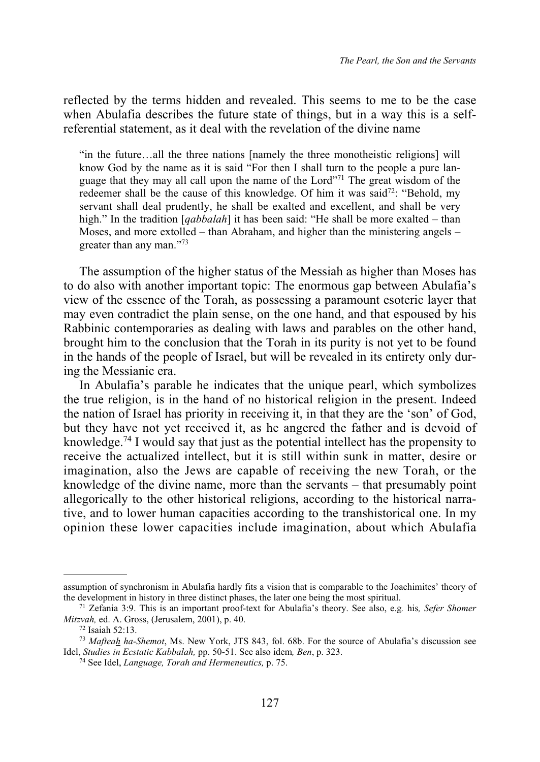reflected by the terms hidden and revealed. This seems to me to be the case when Abulafia describes the future state of things, but in a way this is a self-referential statement, as it deal with the revelation of the divine name

> "in the future…all the three nations [namely the three monotheistic religions] will know God by the name as it is said "For then I shall turn to the people a pure language that they may all call upon the name of the Lord"[71] The great wisdom of the redeemer shall be the cause of this knowledge. Of him it was said[72]: "Behold, my servant shall deal prudently, he shall be exalted and excellent, and shall be very high." In the tradition [*qabbalah*] it has been said: "He shall be more exalted – than Moses, and more extolled – than Abraham, and higher than the ministering angels – greater than any man."[73]

The assumption of the higher status of the Messiah as higher than Moses has to do also with another important topic: The enormous gap between Abulafia's view of the essence of the Torah, as possessing a paramount esoteric layer that may even contradict the plain sense, on the one hand, and that espoused by his Rabbinic contemporaries as dealing with laws and parables on the other hand, brought him to the conclusion that the Torah in its purity is not yet to be found in the hands of the people of Israel, but will be revealed in its entirety only during the Messianic era.

In Abulafia's parable he indicates that the unique pearl, which symbolizes the true religion, is in the hand of no historical religion in the present. Indeed the nation of Israel has priority in receiving it, in that they are the 'son' of God, but they have not yet received it, as he angered the father and is devoid of knowledge.[74] I would say that just as the potential intellect has the propensity to receive the actualized intellect, but it is still within sunk in matter, desire or imagination, also the Jews are capable of receiving the new Torah, or the knowledge of the divine name, more than the servants – that presumably point allegorically to the other historical religions, according to the historical narrative, and to lower human capacities according to the transhistorical one. In my opinion these lower capacities include imagination, about which Abulafia

---

assumption of synchronism in Abulafia hardly fits a vision that is comparable to the Joachimites' theory of the development in history in three distinct phases, the later one being the most spiritual.

[71] Zefania 3:9. This is an important proof-text for Abulafia's theory. See also, e.g. his, *Sefer Shomer Mitzvah,* ed. A. Gross, (Jerusalem, 2001), p. 40.

[72] Isaiah 52:13.

[73] *Mafteaḥ ha-Shemot*, Ms. New York, JTS 843, fol. 68b. For the source of Abulafia's discussion see Idel, *Studies in Ecstatic Kabbalah,* pp. 50-51. See also idem*, Ben*, p. 323.

[74] See Idel, *Language, Torah and Hermeneutics,* p. 75.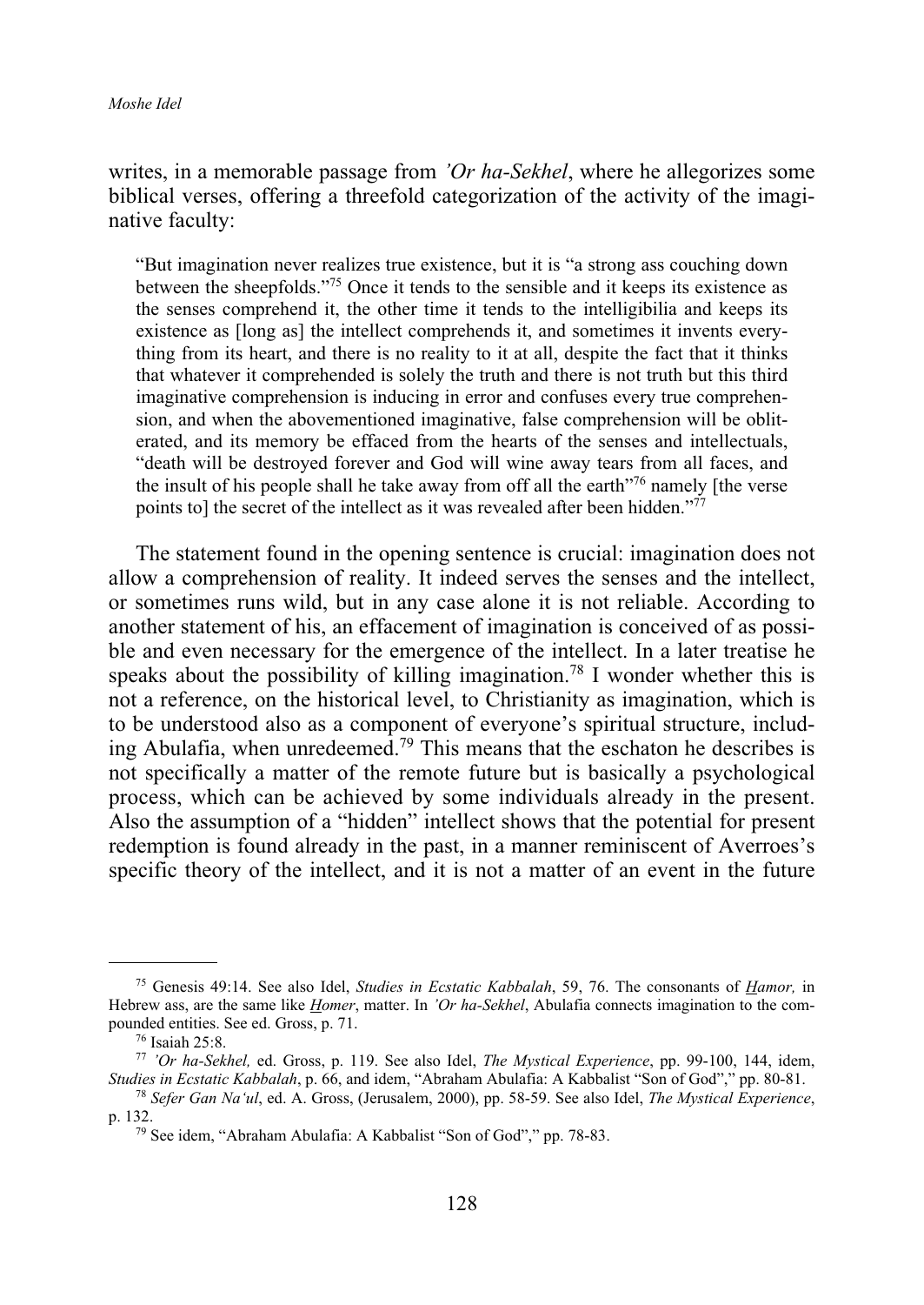writes, in a memorable passage from *’Or ha-Sekhel*, where he allegorizes some biblical verses, offering a threefold categorization of the activity of the imaginative faculty:

> “But imagination never realizes true existence, but it is “a strong ass couching down between the sheepfolds.”[75] Once it tends to the sensible and it keeps its existence as the senses comprehend it, the other time it tends to the intelligibilia and keeps its existence as [long as] the intellect comprehends it, and sometimes it invents everything from its heart, and there is no reality to it at all, despite the fact that it thinks that whatever it comprehended is solely the truth and there is not truth but this third imaginative comprehension is inducing in error and confuses every true comprehension, and when the abovementioned imaginative, false comprehension will be obliterated, and its memory be effaced from the hearts of the senses and intellectuals, “death will be destroyed forever and God will wine away tears from all faces, and the insult of his people shall he take away from off all the earth”[76] namely [the verse points to] the secret of the intellect as it was revealed after been hidden.”[77]

The statement found in the opening sentence is crucial: imagination does not allow a comprehension of reality. It indeed serves the senses and the intellect, or sometimes runs wild, but in any case alone it is not reliable. According to another statement of his, an effacement of imagination is conceived of as possible and even necessary for the emergence of the intellect. In a later treatise he speaks about the possibility of killing imagination.[78] I wonder whether this is not a reference, on the historical level, to Christianity as imagination, which is to be understood also as a component of everyone’s spiritual structure, including Abulafia, when unredeemed.[79] This means that the eschaton he describes is not specifically a matter of the remote future but is basically a psychological process, which can be achieved by some individuals already in the present. Also the assumption of a “hidden” intellect shows that the potential for present redemption is found already in the past, in a manner reminiscent of Averroes’s specific theory of the intellect, and it is not a matter of an event in the future

---

[75] Genesis 49:14. See also Idel, *Studies in Ecstatic Kabbalah*, 59, 76. The consonants of *Hamor,* in Hebrew ass, are the same like *Homer*, matter. In *’Or ha-Sekhel*, Abulafia connects imagination to the compounded entities. See ed. Gross, p. 71.

[76] Isaiah 25:8.

[77] *’Or ha-Sekhel,* ed. Gross, p. 119. See also Idel, *The Mystical Experience*, pp. 99-100, 144, idem, *Studies in Ecstatic Kabbalah*, p. 66, and idem, “Abraham Abulafia: A Kabbalist “Son of God”,” pp. 80-81.

[78] *Sefer Gan Na‘ul*, ed. A. Gross, (Jerusalem, 2000), pp. 58-59. See also Idel, *The Mystical Experience*, p. 132.

[79] See idem, “Abraham Abulafia: A Kabbalist “Son of God”,” pp. 78-83.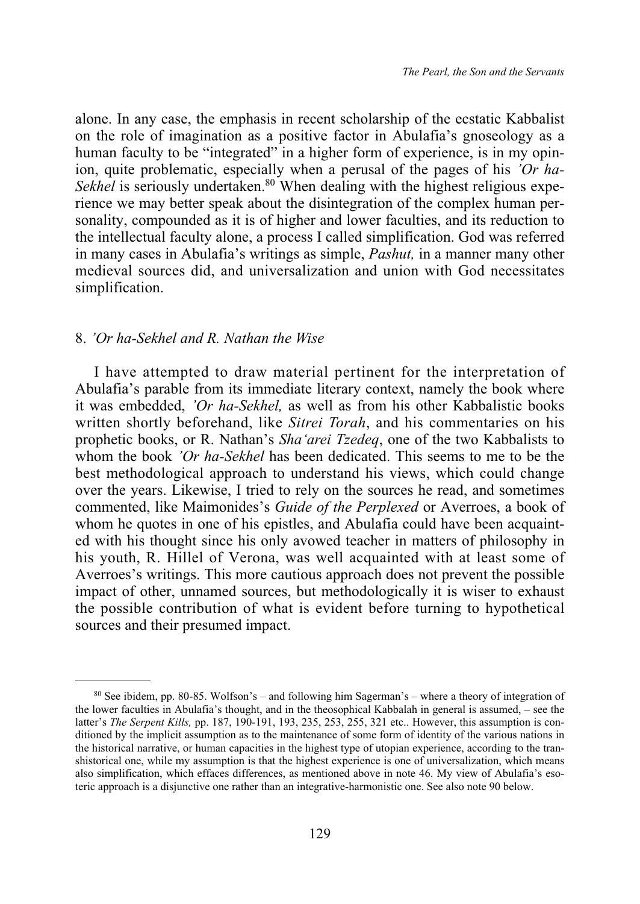alone. In any case, the emphasis in recent scholarship of the ecstatic Kabbalist on the role of imagination as a positive factor in Abulafia's gnoseology as a human faculty to be "integrated" in a higher form of experience, is in my opinion, quite problematic, especially when a perusal of the pages of his *'Or ha-Sekhel* is seriously undertaken.[80] When dealing with the highest religious experience we may better speak about the disintegration of the complex human personality, compounded as it is of higher and lower faculties, and its reduction to the intellectual faculty alone, a process I called simplification. God was referred in many cases in Abulafia's writings as simple, *Pashut,* in a manner many other medieval sources did, and universalization and union with God necessitates simplification.

## 8. *'Or ha-Sekhel and R. Nathan the Wise*

I have attempted to draw material pertinent for the interpretation of Abulafia's parable from its immediate literary context, namely the book where it was embedded, *'Or ha-Sekhel,* as well as from his other Kabbalistic books written shortly beforehand, like *Sitrei Torah*, and his commentaries on his prophetic books, or R. Nathan's *Sha'arei Tzedeq*, one of the two Kabbalists to whom the book *'Or ha-Sekhel* has been dedicated. This seems to me to be the best methodological approach to understand his views, which could change over the years. Likewise, I tried to rely on the sources he read, and sometimes commented, like Maimonides's *Guide of the Perplexed* or Averroes, a book of whom he quotes in one of his epistles, and Abulafia could have been acquainted with his thought since his only avowed teacher in matters of philosophy in his youth, R. Hillel of Verona, was well acquainted with at least some of Averroes's writings. This more cautious approach does not prevent the possible impact of other, unnamed sources, but methodologically it is wiser to exhaust the possible contribution of what is evident before turning to hypothetical sources and their presumed impact.

---

[80] See ibidem, pp. 80-85. Wolfson's – and following him Sagerman's – where a theory of integration of the lower faculties in Abulafia's thought, and in the theosophical Kabbalah in general is assumed, – see the latter's *The Serpent Kills,* pp. 187, 190-191, 193, 235, 253, 255, 321 etc.. However, this assumption is conditioned by the implicit assumption as to the maintenance of some form of identity of the various nations in the historical narrative, or human capacities in the highest type of utopian experience, according to the transhistorical one, while my assumption is that the highest experience is one of universalization, which means also simplification, which effaces differences, as mentioned above in note 46. My view of Abulafia's esoteric approach is a disjunctive one rather than an integrative-harmonistic one. See also note 90 below.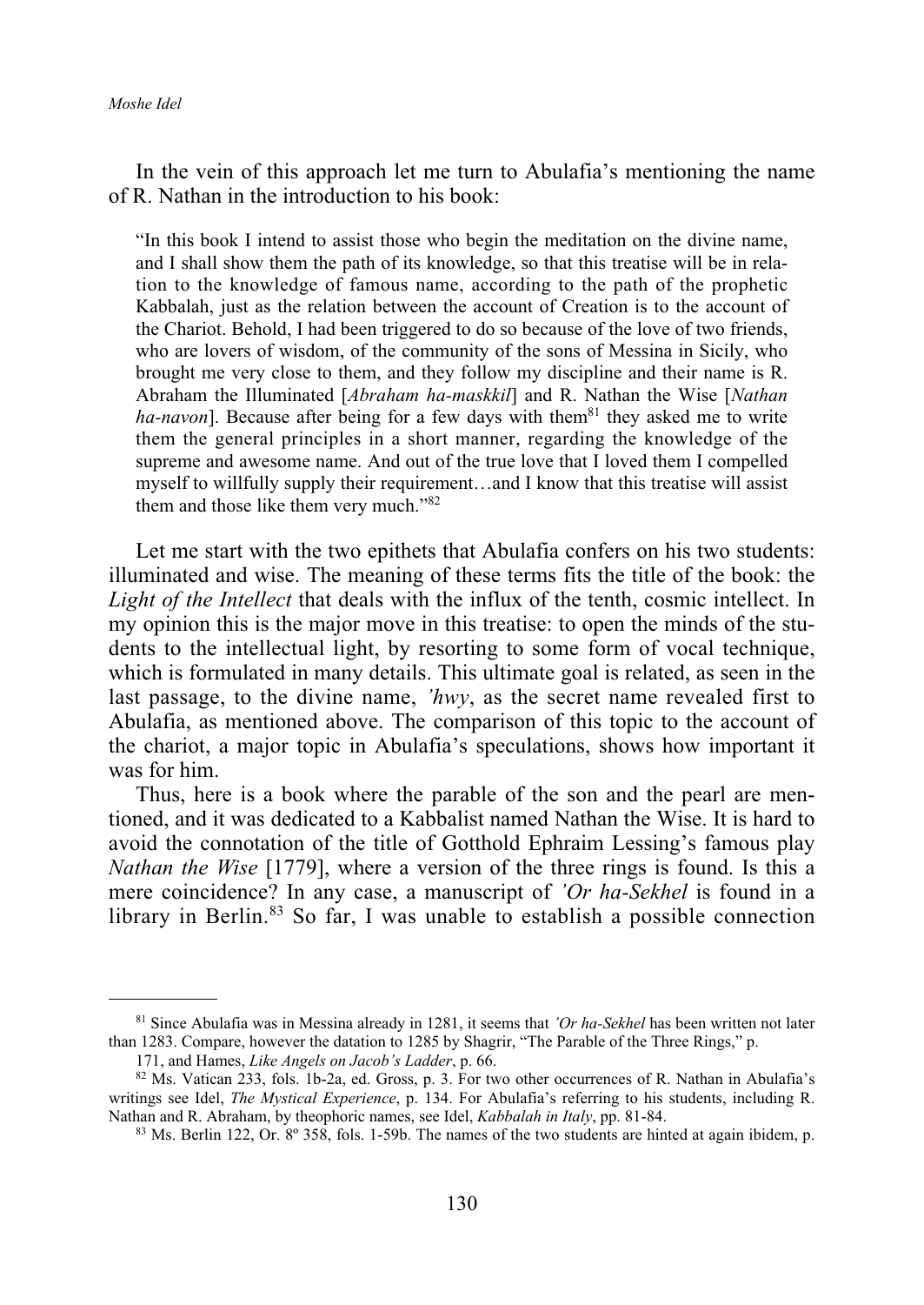In the vein of this approach let me turn to Abulafia's mentioning the name of R. Nathan in the introduction to his book:

> "In this book I intend to assist those who begin the meditation on the divine name, and I shall show them the path of its knowledge, so that this treatise will be in relation to the knowledge of famous name, according to the path of the prophetic Kabbalah, just as the relation between the account of Creation is to the account of the Chariot. Behold, I had been triggered to do so because of the love of two friends, who are lovers of wisdom, of the community of the sons of Messina in Sicily, who brought me very close to them, and they follow my discipline and their name is R. Abraham the Illuminated [*Abraham ha-maskkil*] and R. Nathan the Wise [*Nathan ha-navon*]. Because after being for a few days with them[81] they asked me to write them the general principles in a short manner, regarding the knowledge of the supreme and awesome name. And out of the true love that I loved them I compelled myself to willfully supply their requirement…and I know that this treatise will assist them and those like them very much."[82]

Let me start with the two epithets that Abulafia confers on his two students: illuminated and wise. The meaning of these terms fits the title of the book: the *Light of the Intellect* that deals with the influx of the tenth, cosmic intellect. In my opinion this is the major move in this treatise: to open the minds of the students to the intellectual light, by resorting to some form of vocal technique, which is formulated in many details. This ultimate goal is related, as seen in the last passage, to the divine name, *'hwy*, as the secret name revealed first to Abulafia, as mentioned above. The comparison of this topic to the account of the chariot, a major topic in Abulafia's speculations, shows how important it was for him.

Thus, here is a book where the parable of the son and the pearl are mentioned, and it was dedicated to a Kabbalist named Nathan the Wise. It is hard to avoid the connotation of the title of Gotthold Ephraim Lessing's famous play *Nathan the Wise* [1779], where a version of the three rings is found. Is this a mere coincidence? In any case, a manuscript of *'Or ha-Sekhel* is found in a library in Berlin.[83] So far, I was unable to establish a possible connection

---

[81] Since Abulafia was in Messina already in 1281, it seems that *'Or ha-Sekhel* has been written not later than 1283. Compare, however the datation to 1285 by Shagrir, "The Parable of the Three Rings," p. 171, and Hames, *Like Angels on Jacob's Ladder*, p. 66.

[82] Ms. Vatican 233, fols. 1b-2a, ed. Gross, p. 3. For two other occurrences of R. Nathan in Abulafia's writings see Idel, *The Mystical Experience*, p. 134. For Abulafia's referring to his students, including R. Nathan and R. Abraham, by theophoric names, see Idel, *Kabbalah in Italy*, pp. 81-84.

[83] Ms. Berlin 122, Or. 8º 358, fols. 1-59b. The names of the two students are hinted at again ibidem, p.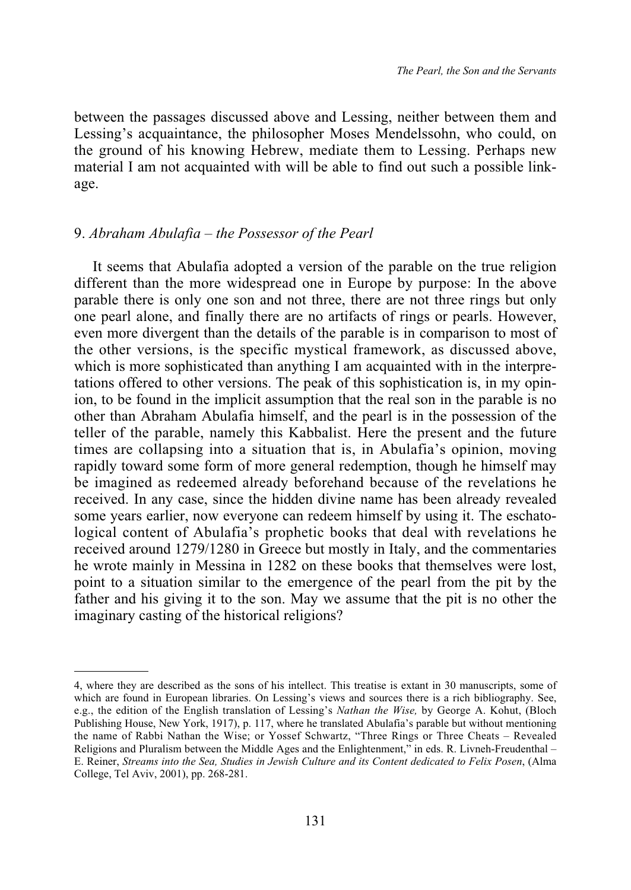between the passages discussed above and Lessing, neither between them and Lessing's acquaintance, the philosopher Moses Mendelssohn, who could, on the ground of his knowing Hebrew, mediate them to Lessing. Perhaps new material I am not acquainted with will be able to find out such a possible linkage.

### 9. *Abraham Abulafia – the Possessor of the Pearl*

It seems that Abulafia adopted a version of the parable on the true religion different than the more widespread one in Europe by purpose: In the above parable there is only one son and not three, there are not three rings but only one pearl alone, and finally there are no artifacts of rings or pearls. However, even more divergent than the details of the parable is in comparison to most of the other versions, is the specific mystical framework, as discussed above, which is more sophisticated than anything I am acquainted with in the interpretations offered to other versions. The peak of this sophistication is, in my opinion, to be found in the implicit assumption that the real son in the parable is no other than Abraham Abulafia himself, and the pearl is in the possession of the teller of the parable, namely this Kabbalist. Here the present and the future times are collapsing into a situation that is, in Abulafia's opinion, moving rapidly toward some form of more general redemption, though he himself may be imagined as redeemed already beforehand because of the revelations he received. In any case, since the hidden divine name has been already revealed some years earlier, now everyone can redeem himself by using it. The eschatological content of Abulafia's prophetic books that deal with revelations he received around 1279/1280 in Greece but mostly in Italy, and the commentaries he wrote mainly in Messina in 1282 on these books that themselves were lost, point to a situation similar to the emergence of the pearl from the pit by the father and his giving it to the son. May we assume that the pit is no other the imaginary casting of the historical religions?

---

4, where they are described as the sons of his intellect. This treatise is extant in 30 manuscripts, some of which are found in European libraries. On Lessing's views and sources there is a rich bibliography. See, e.g., the edition of the English translation of Lessing's *Nathan the Wise,* by George A. Kohut, (Bloch Publishing House, New York, 1917), p. 117, where he translated Abulafia's parable but without mentioning the name of Rabbi Nathan the Wise; or Yossef Schwartz, "Three Rings or Three Cheats – Revealed Religions and Pluralism between the Middle Ages and the Enlightenment," in eds. R. Livneh-Freudenthal – E. Reiner, *Streams into the Sea, Studies in Jewish Culture and its Content dedicated to Felix Posen*, (Alma College, Tel Aviv, 2001), pp. 268-281.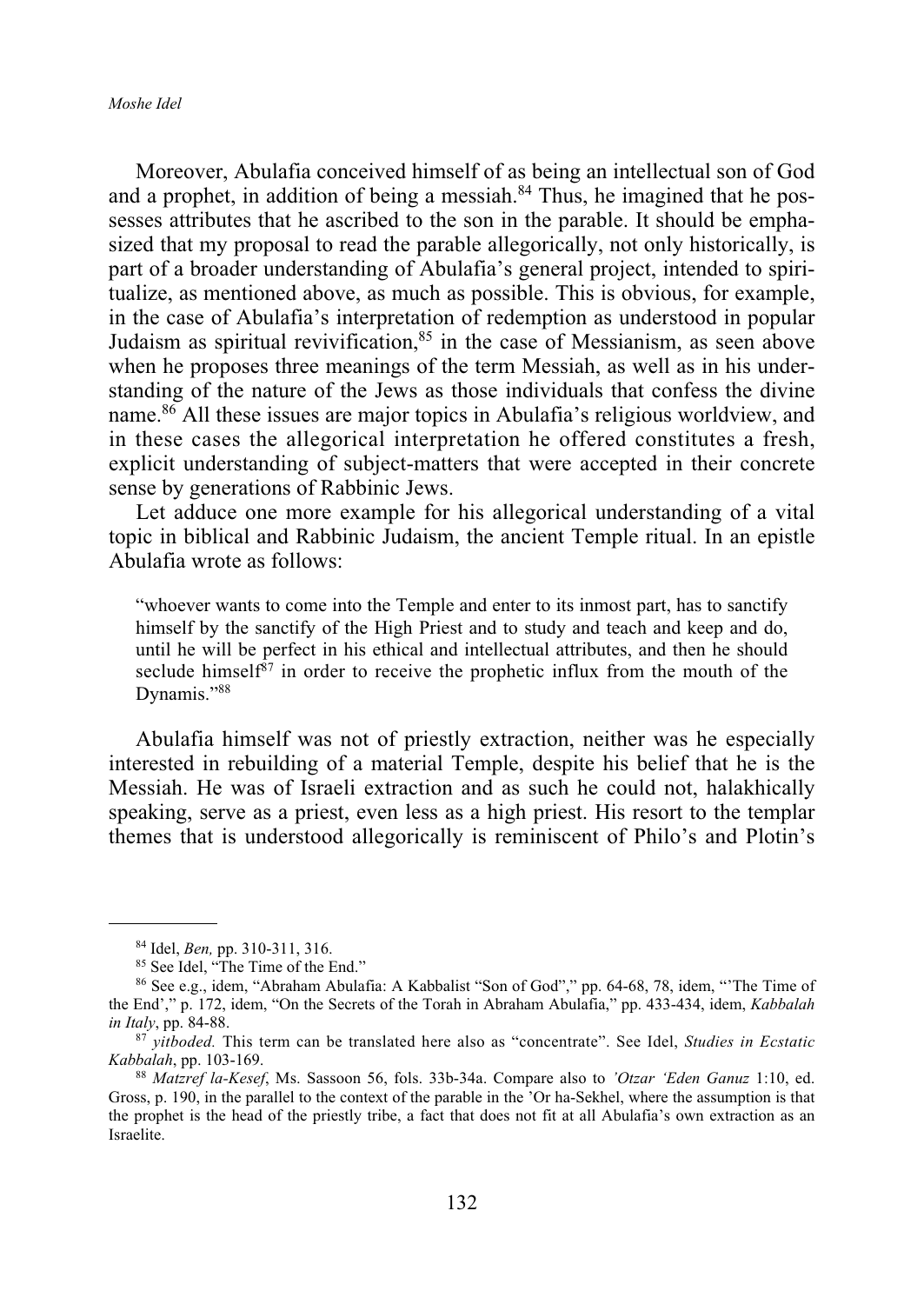Moreover, Abulafia conceived himself of as being an intellectual son of God and a prophet, in addition of being a messiah.[84] Thus, he imagined that he possesses attributes that he ascribed to the son in the parable. It should be emphasized that my proposal to read the parable allegorically, not only historically, is part of a broader understanding of Abulafia's general project, intended to spiritualize, as mentioned above, as much as possible. This is obvious, for example, in the case of Abulafia's interpretation of redemption as understood in popular Judaism as spiritual revivification,[85] in the case of Messianism, as seen above when he proposes three meanings of the term Messiah, as well as in his understanding of the nature of the Jews as those individuals that confess the divine name.[86] All these issues are major topics in Abulafia's religious worldview, and in these cases the allegorical interpretation he offered constitutes a fresh, explicit understanding of subject-matters that were accepted in their concrete sense by generations of Rabbinic Jews.

Let adduce one more example for his allegorical understanding of a vital topic in biblical and Rabbinic Judaism, the ancient Temple ritual. In an epistle Abulafia wrote as follows:

> "whoever wants to come into the Temple and enter to its inmost part, has to sanctify himself by the sanctify of the High Priest and to study and teach and keep and do, until he will be perfect in his ethical and intellectual attributes, and then he should seclude himself[87] in order to receive the prophetic influx from the mouth of the Dynamis."[88]

Abulafia himself was not of priestly extraction, neither was he especially interested in rebuilding of a material Temple, despite his belief that he is the Messiah. He was of Israeli extraction and as such he could not, halakhically speaking, serve as a priest, even less as a high priest. His resort to the templar themes that is understood allegorically is reminiscent of Philo's and Plotin's

---

[84] Idel, *Ben,* pp. 310-311, 316.

[85] See Idel, "The Time of the End."

[86] See e.g., idem, "Abraham Abulafia: A Kabbalist "Son of God"," pp. 64-68, 78, idem, "'The Time of the End'," p. 172, idem, "On the Secrets of the Torah in Abraham Abulafia," pp. 433-434, idem, *Kabbalah in Italy*, pp. 84-88.

[87] *yitboded.* This term can be translated here also as "concentrate". See Idel, *Studies in Ecstatic Kabbalah*, pp. 103-169.

[88] *Matzref la-Kesef*, Ms. Sassoon 56, fols. 33b-34a. Compare also to *'Otzar 'Eden Ganuz* 1:10, ed. Gross, p. 190, in the parallel to the context of the parable in the 'Or ha-Sekhel, where the assumption is that the prophet is the head of the priestly tribe, a fact that does not fit at all Abulafia's own extraction as an Israelite.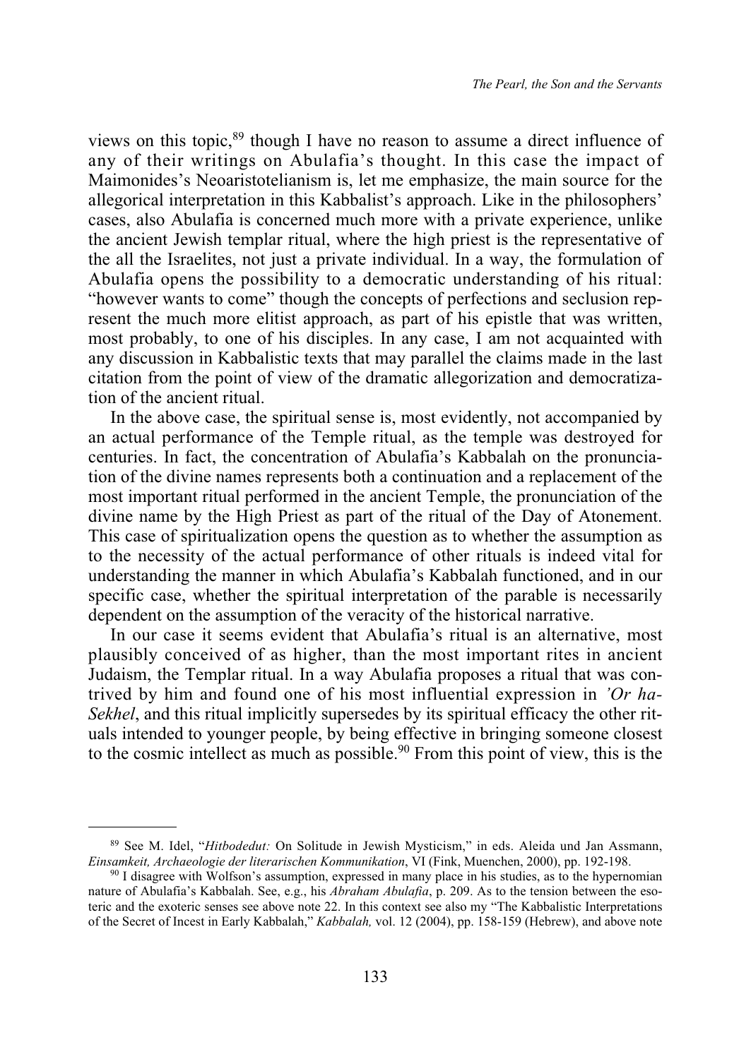views on this topic,[89] though I have no reason to assume a direct influence of any of their writings on Abulafia's thought. In this case the impact of Maimonides's Neoaristotelianism is, let me emphasize, the main source for the allegorical interpretation in this Kabbalist's approach. Like in the philosophers' cases, also Abulafia is concerned much more with a private experience, unlike the ancient Jewish templar ritual, where the high priest is the representative of the all the Israelites, not just a private individual. In a way, the formulation of Abulafia opens the possibility to a democratic understanding of his ritual: "however wants to come" though the concepts of perfections and seclusion represent the much more elitist approach, as part of his epistle that was written, most probably, to one of his disciples. In any case, I am not acquainted with any discussion in Kabbalistic texts that may parallel the claims made in the last citation from the point of view of the dramatic allegorization and democratization of the ancient ritual.

In the above case, the spiritual sense is, most evidently, not accompanied by an actual performance of the Temple ritual, as the temple was destroyed for centuries. In fact, the concentration of Abulafia's Kabbalah on the pronunciation of the divine names represents both a continuation and a replacement of the most important ritual performed in the ancient Temple, the pronunciation of the divine name by the High Priest as part of the ritual of the Day of Atonement. This case of spiritualization opens the question as to whether the assumption as to the necessity of the actual performance of other rituals is indeed vital for understanding the manner in which Abulafia's Kabbalah functioned, and in our specific case, whether the spiritual interpretation of the parable is necessarily dependent on the assumption of the veracity of the historical narrative.

In our case it seems evident that Abulafia's ritual is an alternative, most plausibly conceived of as higher, than the most important rites in ancient Judaism, the Templar ritual. In a way Abulafia proposes a ritual that was contrived by him and found one of his most influential expression in *'Or ha-Sekhel*, and this ritual implicitly supersedes by its spiritual efficacy the other rituals intended to younger people, by being effective in bringing someone closest to the cosmic intellect as much as possible.[90] From this point of view, this is the

---

[89] See M. Idel, "*Hitbodedut:* On Solitude in Jewish Mysticism," in eds. Aleida und Jan Assmann, *Einsamkeit, Archaeologie der literarischen Kommunikation*, VI (Fink, Muenchen, 2000), pp. 192-198.

[90] I disagree with Wolfson's assumption, expressed in many place in his studies, as to the hypernomian nature of Abulafia's Kabbalah. See, e.g., his *Abraham Abulafia*, p. 209. As to the tension between the esoteric and the exoteric senses see above note 22. In this context see also my "The Kabbalistic Interpretations of the Secret of Incest in Early Kabbalah," *Kabbalah,* vol. 12 (2004), pp. 158-159 (Hebrew), and above note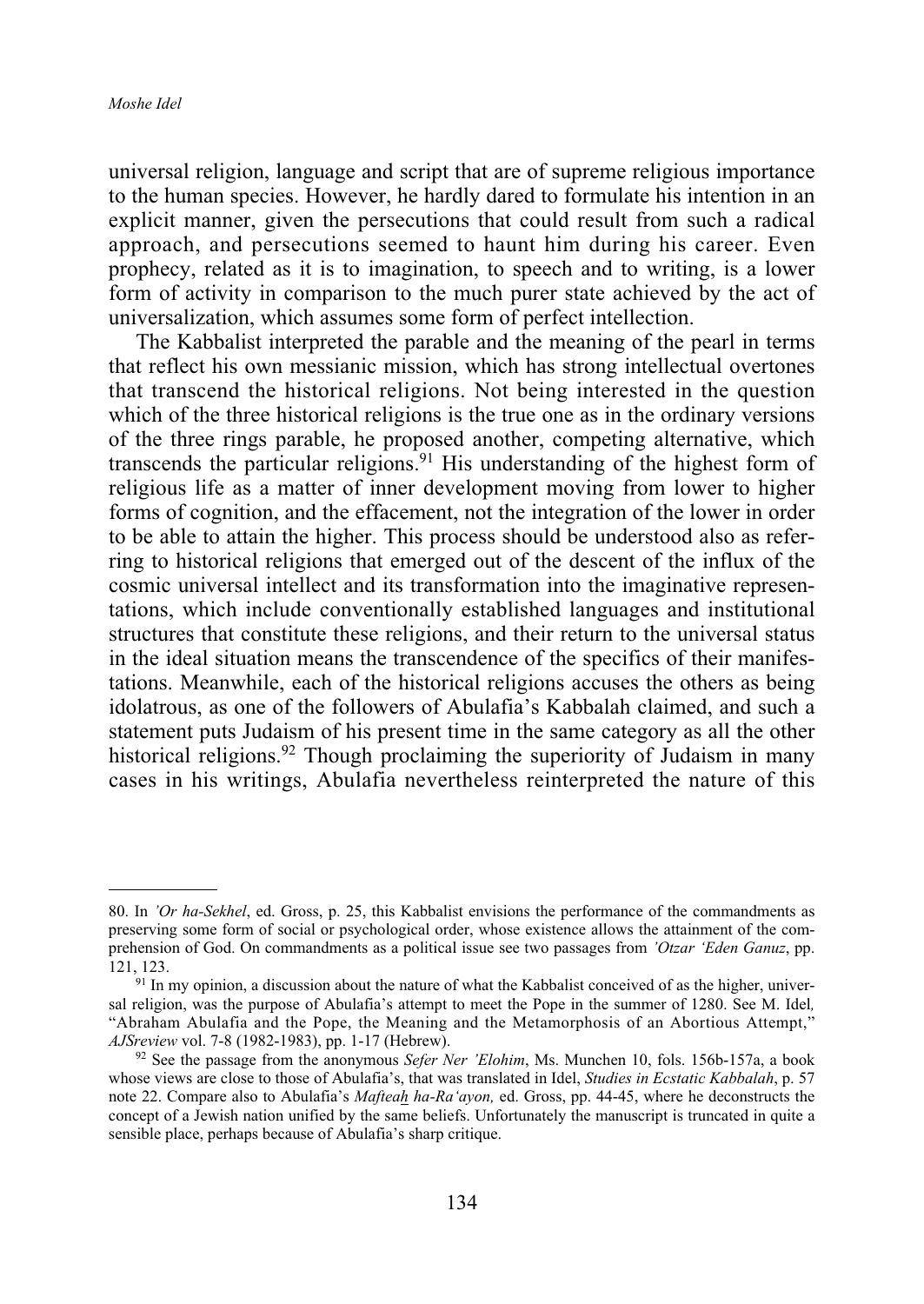universal religion, language and script that are of supreme religious importance to the human species. However, he hardly dared to formulate his intention in an explicit manner, given the persecutions that could result from such a radical approach, and persecutions seemed to haunt him during his career. Even prophecy, related as it is to imagination, to speech and to writing, is a lower form of activity in comparison to the much purer state achieved by the act of universalization, which assumes some form of perfect intellection.

The Kabbalist interpreted the parable and the meaning of the pearl in terms that reflect his own messianic mission, which has strong intellectual overtones that transcend the historical religions. Not being interested in the question which of the three historical religions is the true one as in the ordinary versions of the three rings parable, he proposed another, competing alternative, which transcends the particular religions.[91] His understanding of the highest form of religious life as a matter of inner development moving from lower to higher forms of cognition, and the effacement, not the integration of the lower in order to be able to attain the higher. This process should be understood also as referring to historical religions that emerged out of the descent of the influx of the cosmic universal intellect and its transformation into the imaginative representations, which include conventionally established languages and institutional structures that constitute these religions, and their return to the universal status in the ideal situation means the transcendence of the specifics of their manifestations. Meanwhile, each of the historical religions accuses the others as being idolatrous, as one of the followers of Abulafia's Kabbalah claimed, and such a statement puts Judaism of his present time in the same category as all the other historical religions.[92] Though proclaiming the superiority of Judaism in many cases in his writings, Abulafia nevertheless reinterpreted the nature of this

---

80. In *'Or ha-Sekhel*, ed. Gross, p. 25, this Kabbalist envisions the performance of the commandments as preserving some form of social or psychological order, whose existence allows the attainment of the comprehension of God. On commandments as a political issue see two passages from *'Otzar 'Eden Ganuz*, pp. 121, 123.

91 In my opinion, a discussion about the nature of what the Kabbalist conceived of as the higher, universal religion, was the purpose of Abulafia's attempt to meet the Pope in the summer of 1280. See M. Idel, "Abraham Abulafia and the Pope, the Meaning and the Metamorphosis of an Abortious Attempt," *AJSreview* vol. 7-8 (1982-1983), pp. 1-17 (Hebrew).

92 See the passage from the anonymous *Sefer Ner 'Elohim*, Ms. Munchen 10, fols. 156b-157a, a book whose views are close to those of Abulafia's, that was translated in Idel, *Studies in Ecstatic Kabbalah*, p. 57 note 22. Compare also to Abulafia's *Mafteah ha-Ra'ayon,* ed. Gross, pp. 44-45, where he deconstructs the concept of a Jewish nation unified by the same beliefs. Unfortunately the manuscript is truncated in quite a sensible place, perhaps because of Abulafia's sharp critique.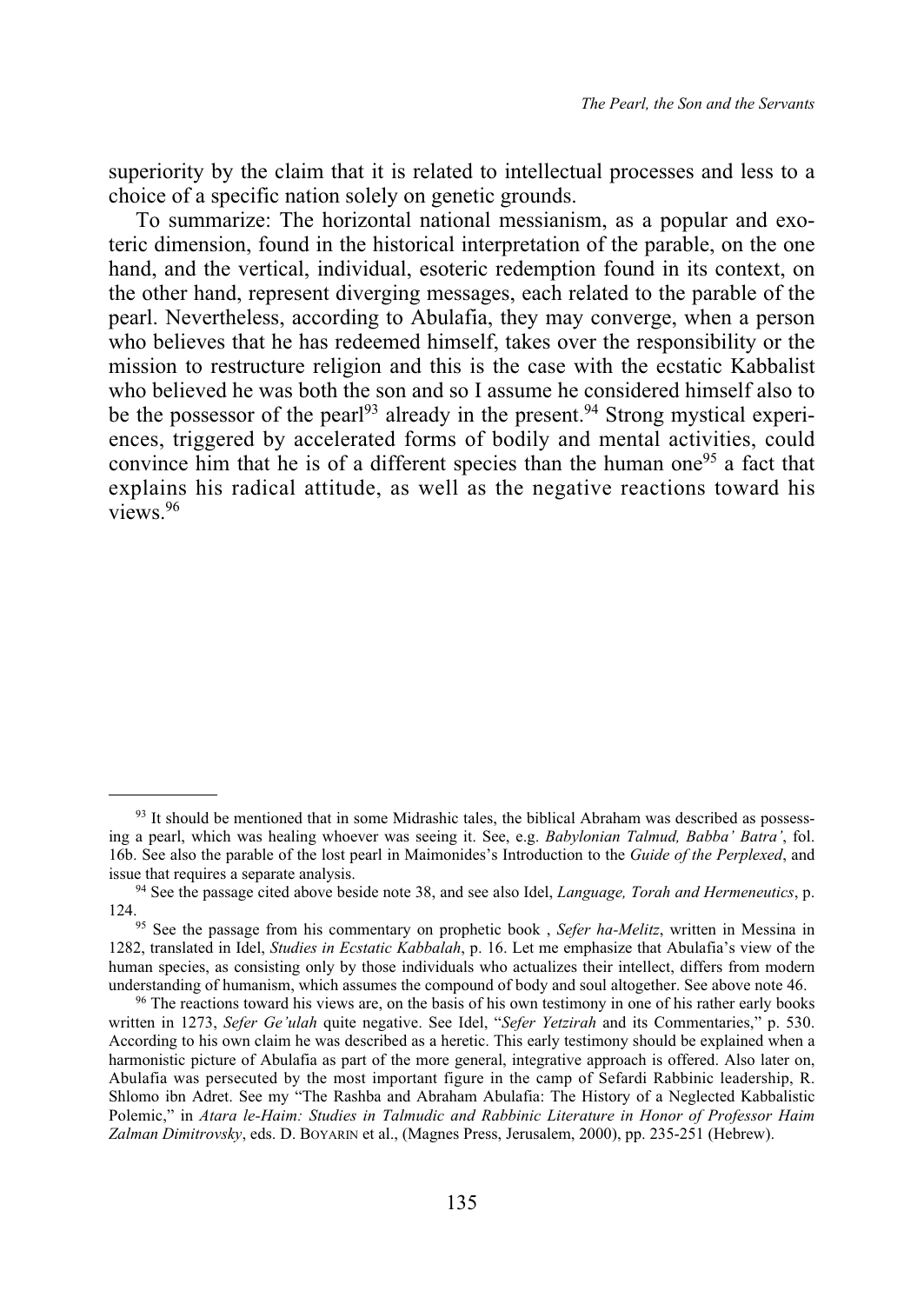superiority by the claim that it is related to intellectual processes and less to a choice of a specific nation solely on genetic grounds.

To summarize: The horizontal national messianism, as a popular and exoteric dimension, found in the historical interpretation of the parable, on the one hand, and the vertical, individual, esoteric redemption found in its context, on the other hand, represent diverging messages, each related to the parable of the pearl. Nevertheless, according to Abulafia, they may converge, when a person who believes that he has redeemed himself, takes over the responsibility or the mission to restructure religion and this is the case with the ecstatic Kabbalist who believed he was both the son and so I assume he considered himself also to be the possessor of the pearl[93] already in the present.[94] Strong mystical experiences, triggered by accelerated forms of bodily and mental activities, could convince him that he is of a different species than the human one[95] a fact that explains his radical attitude, as well as the negative reactions toward his views.[96]

---

[93] It should be mentioned that in some Midrashic tales, the biblical Abraham was described as possessing a pearl, which was healing whoever was seeing it. See, e.g. *Babylonian Talmud, Babba' Batra'*, fol. 16b. See also the parable of the lost pearl in Maimonides's Introduction to the *Guide of the Perplexed*, and issue that requires a separate analysis.

[94] See the passage cited above beside note 38, and see also Idel, *Language, Torah and Hermeneutics*, p. 124.

[95] See the passage from his commentary on prophetic book , *Sefer ha-Melitz*, written in Messina in 1282, translated in Idel, *Studies in Ecstatic Kabbalah*, p. 16. Let me emphasize that Abulafia's view of the human species, as consisting only by those individuals who actualizes their intellect, differs from modern understanding of humanism, which assumes the compound of body and soul altogether. See above note 46.

[96] The reactions toward his views are, on the basis of his own testimony in one of his rather early books written in 1273, *Sefer Ge'ulah* quite negative. See Idel, "*Sefer Yetzirah* and its Commentaries," p. 530. According to his own claim he was described as a heretic. This early testimony should be explained when a harmonistic picture of Abulafia as part of the more general, integrative approach is offered. Also later on, Abulafia was persecuted by the most important figure in the camp of Sefardi Rabbinic leadership, R. Shlomo ibn Adret. See my "The Rashba and Abraham Abulafia: The History of a Neglected Kabbalistic Polemic," in *Atara le-Haim: Studies in Talmudic and Rabbinic Literature in Honor of Professor Haim Zalman Dimitrovsky*, eds. D. BOYARIN et al., (Magnes Press, Jerusalem, 2000), pp. 235-251 (Hebrew).